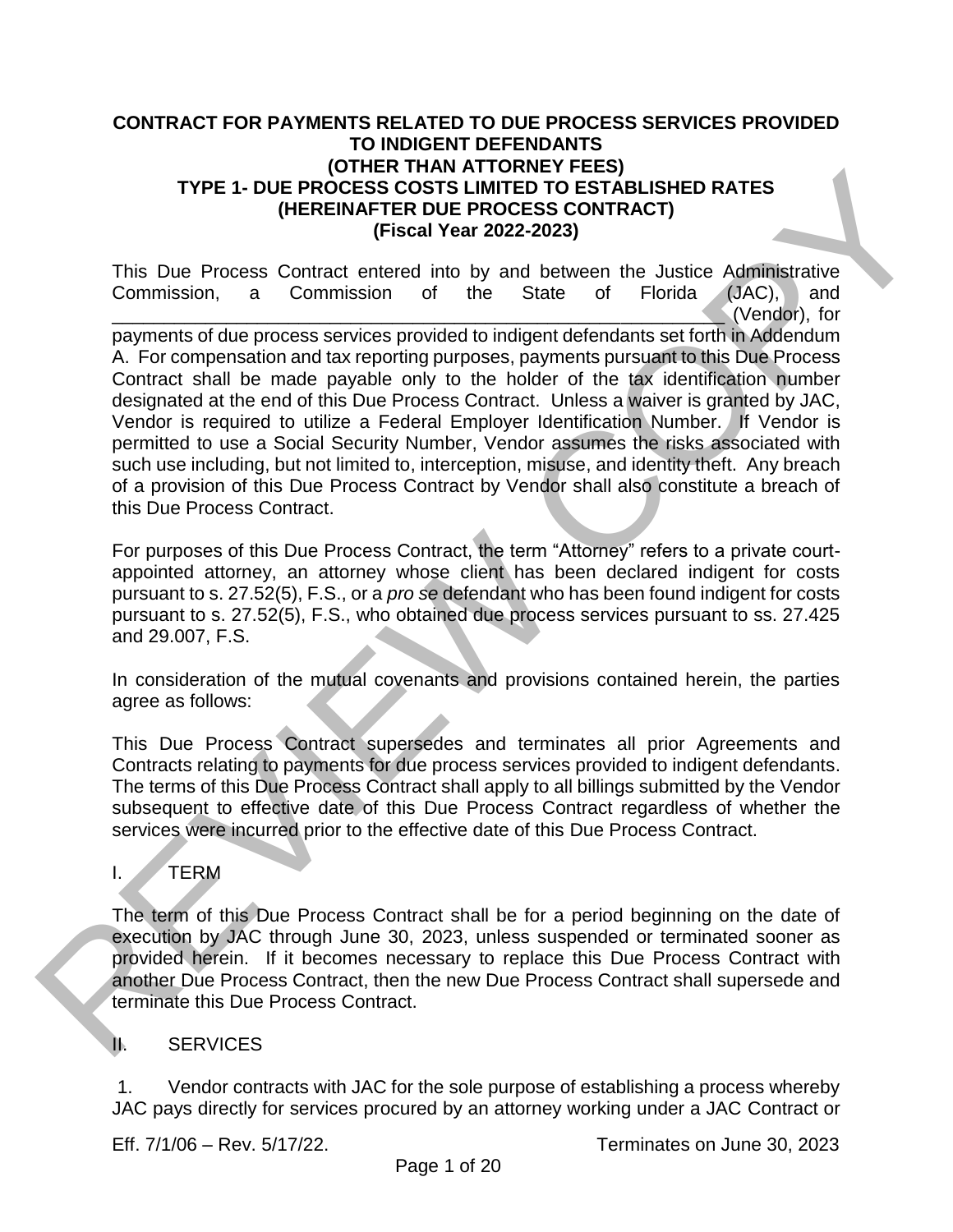**CONTRACT FOR PAYMENTS RELATED TO DUE PROCESS SERVICES PROVIDED TO INDIGENT DEFENDANTS (OTHER THAN ATTORNEY FEES)**
**TYPE 1- DUE PROCESS COSTS LIMITED TO ESTABLISHED RATES (HEREINAFTER DUE PROCESS CONTRACT)**
**(Fiscal Year 2022-2023)**

This Due Process Contract entered into by and between the Justice Administrative Commission, a Commission of the State of Florida (JAC), and \_\_\_\_\_\_\_\_\_\_\_\_\_\_\_\_\_\_\_\_\_\_\_\_\_\_\_\_\_\_\_\_\_\_\_\_\_\_\_\_\_\_\_\_\_\_\_\_\_\_\_\_\_\_\_\_\_\_ (Vendor), for payments of due process services provided to indigent defendants set forth in Addendum A. For compensation and tax reporting purposes, payments pursuant to this Due Process Contract shall be made payable only to the holder of the tax identification number designated at the end of this Due Process Contract. Unless a waiver is granted by JAC, Vendor is required to utilize a Federal Employer Identification Number. If Vendor is permitted to use a Social Security Number, Vendor assumes the risks associated with such use including, but not limited to, interception, misuse, and identity theft. Any breach of a provision of this Due Process Contract by Vendor shall also constitute a breach of this Due Process Contract.

For purposes of this Due Process Contract, the term "Attorney" refers to a private court-appointed attorney, an attorney whose client has been declared indigent for costs pursuant to s. 27.52(5), F.S., or a *pro se* defendant who has been found indigent for costs pursuant to s. 27.52(5), F.S., who obtained due process services pursuant to ss. 27.425 and 29.007, F.S.

In consideration of the mutual covenants and provisions contained herein, the parties agree as follows:

This Due Process Contract supersedes and terminates all prior Agreements and Contracts relating to payments for due process services provided to indigent defendants. The terms of this Due Process Contract shall apply to all billings submitted by the Vendor subsequent to effective date of this Due Process Contract regardless of whether the services were incurred prior to the effective date of this Due Process Contract.

## I. TERM

The term of this Due Process Contract shall be for a period beginning on the date of execution by JAC through June 30, 2023, unless suspended or terminated sooner as provided herein. If it becomes necessary to replace this Due Process Contract with another Due Process Contract, then the new Due Process Contract shall supersede and terminate this Due Process Contract.

## II. SERVICES

1. Vendor contracts with JAC for the sole purpose of establishing a process whereby JAC pays directly for services procured by an attorney working under a JAC Contract or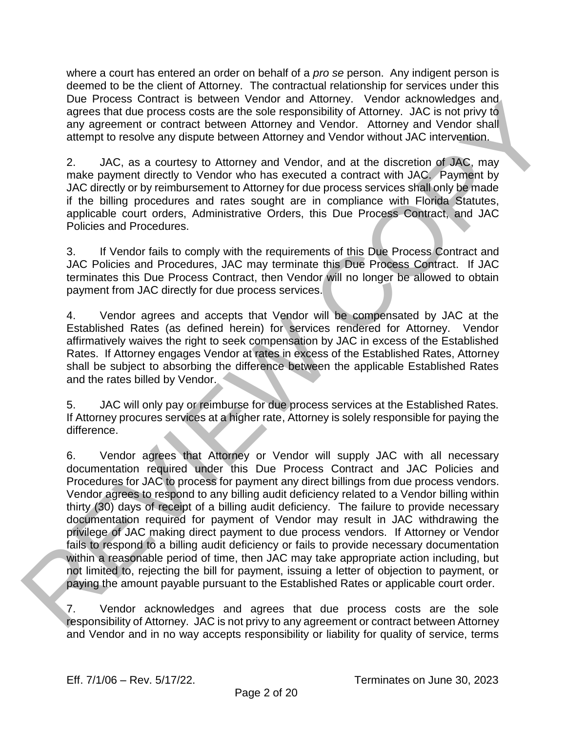where a court has entered an order on behalf of a *pro se* person. Any indigent person is deemed to be the client of Attorney. The contractual relationship for services under this Due Process Contract is between Vendor and Attorney. Vendor acknowledges and agrees that due process costs are the sole responsibility of Attorney. JAC is not privy to any agreement or contract between Attorney and Vendor. Attorney and Vendor shall attempt to resolve any dispute between Attorney and Vendor without JAC intervention.

2. JAC, as a courtesy to Attorney and Vendor, and at the discretion of JAC, may make payment directly to Vendor who has executed a contract with JAC. Payment by JAC directly or by reimbursement to Attorney for due process services shall only be made if the billing procedures and rates sought are in compliance with Florida Statutes, applicable court orders, Administrative Orders, this Due Process Contract, and JAC Policies and Procedures.

3. If Vendor fails to comply with the requirements of this Due Process Contract and JAC Policies and Procedures, JAC may terminate this Due Process Contract. If JAC terminates this Due Process Contract, then Vendor will no longer be allowed to obtain payment from JAC directly for due process services.

4. Vendor agrees and accepts that Vendor will be compensated by JAC at the Established Rates (as defined herein) for services rendered for Attorney. Vendor affirmatively waives the right to seek compensation by JAC in excess of the Established Rates. If Attorney engages Vendor at rates in excess of the Established Rates, Attorney shall be subject to absorbing the difference between the applicable Established Rates and the rates billed by Vendor.

5. JAC will only pay or reimburse for due process services at the Established Rates. If Attorney procures services at a higher rate, Attorney is solely responsible for paying the difference.

6. Vendor agrees that Attorney or Vendor will supply JAC with all necessary documentation required under this Due Process Contract and JAC Policies and Procedures for JAC to process for payment any direct billings from due process vendors. Vendor agrees to respond to any billing audit deficiency related to a Vendor billing within thirty (30) days of receipt of a billing audit deficiency. The failure to provide necessary documentation required for payment of Vendor may result in JAC withdrawing the privilege of JAC making direct payment to due process vendors. If Attorney or Vendor fails to respond to a billing audit deficiency or fails to provide necessary documentation within a reasonable period of time, then JAC may take appropriate action including, but not limited to, rejecting the bill for payment, issuing a letter of objection to payment, or paying the amount payable pursuant to the Established Rates or applicable court order.

7. Vendor acknowledges and agrees that due process costs are the sole responsibility of Attorney. JAC is not privy to any agreement or contract between Attorney and Vendor and in no way accepts responsibility or liability for quality of service, terms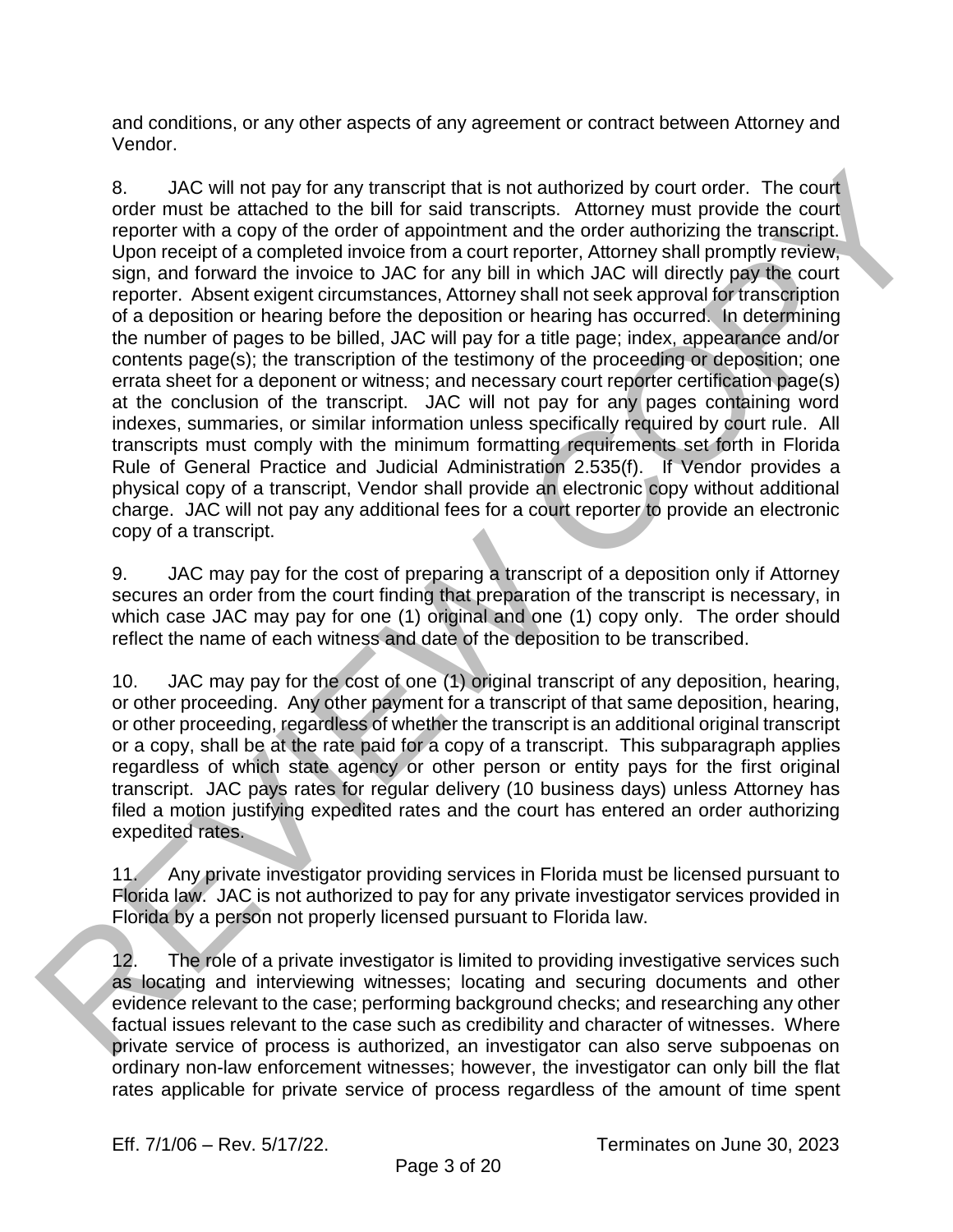and conditions, or any other aspects of any agreement or contract between Attorney and Vendor.

8. JAC will not pay for any transcript that is not authorized by court order. The court order must be attached to the bill for said transcripts. Attorney must provide the court reporter with a copy of the order of appointment and the order authorizing the transcript. Upon receipt of a completed invoice from a court reporter, Attorney shall promptly review, sign, and forward the invoice to JAC for any bill in which JAC will directly pay the court reporter. Absent exigent circumstances, Attorney shall not seek approval for transcription of a deposition or hearing before the deposition or hearing has occurred. In determining the number of pages to be billed, JAC will pay for a title page; index, appearance and/or contents page(s); the transcription of the testimony of the proceeding or deposition; one errata sheet for a deponent or witness; and necessary court reporter certification page(s) at the conclusion of the transcript. JAC will not pay for any pages containing word indexes, summaries, or similar information unless specifically required by court rule. All transcripts must comply with the minimum formatting requirements set forth in Florida Rule of General Practice and Judicial Administration 2.535(f). If Vendor provides a physical copy of a transcript, Vendor shall provide an electronic copy without additional charge. JAC will not pay any additional fees for a court reporter to provide an electronic copy of a transcript.

9. JAC may pay for the cost of preparing a transcript of a deposition only if Attorney secures an order from the court finding that preparation of the transcript is necessary, in which case JAC may pay for one (1) original and one (1) copy only. The order should reflect the name of each witness and date of the deposition to be transcribed.

10. JAC may pay for the cost of one (1) original transcript of any deposition, hearing, or other proceeding. Any other payment for a transcript of that same deposition, hearing, or other proceeding, regardless of whether the transcript is an additional original transcript or a copy, shall be at the rate paid for a copy of a transcript. This subparagraph applies regardless of which state agency or other person or entity pays for the first original transcript. JAC pays rates for regular delivery (10 business days) unless Attorney has filed a motion justifying expedited rates and the court has entered an order authorizing expedited rates.

11. Any private investigator providing services in Florida must be licensed pursuant to Florida law. JAC is not authorized to pay for any private investigator services provided in Florida by a person not properly licensed pursuant to Florida law.

12. The role of a private investigator is limited to providing investigative services such as locating and interviewing witnesses; locating and securing documents and other evidence relevant to the case; performing background checks; and researching any other factual issues relevant to the case such as credibility and character of witnesses. Where private service of process is authorized, an investigator can also serve subpoenas on ordinary non-law enforcement witnesses; however, the investigator can only bill the flat rates applicable for private service of process regardless of the amount of time spent

Eff. 7/1/06 – Rev. 5/17/22. Terminates on June 30, 2023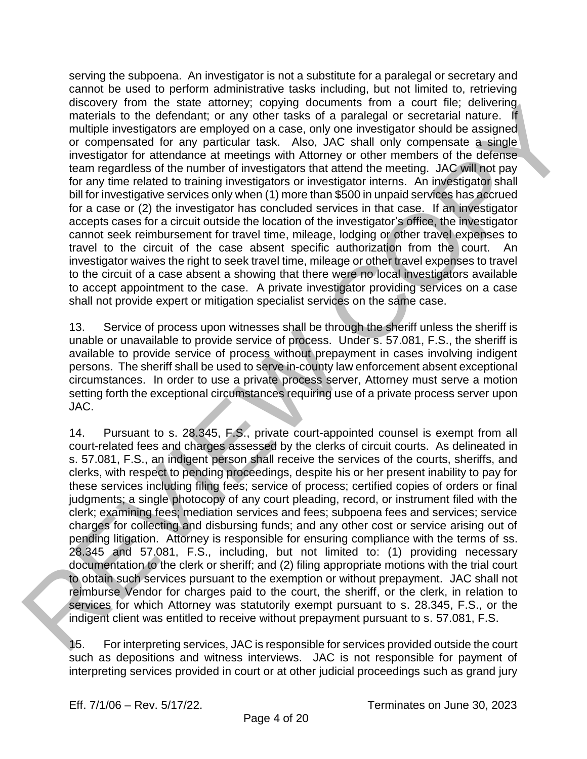serving the subpoena. An investigator is not a substitute for a paralegal or secretary and cannot be used to perform administrative tasks including, but not limited to, retrieving discovery from the state attorney; copying documents from a court file; delivering materials to the defendant; or any other tasks of a paralegal or secretarial nature. If multiple investigators are employed on a case, only one investigator should be assigned or compensated for any particular task. Also, JAC shall only compensate a single investigator for attendance at meetings with Attorney or other members of the defense team regardless of the number of investigators that attend the meeting. JAC will not pay for any time related to training investigators or investigator interns. An investigator shall bill for investigative services only when (1) more than $500 in unpaid services has accrued for a case or (2) the investigator has concluded services in that case. If an investigator accepts cases for a circuit outside the location of the investigator's office, the investigator cannot seek reimbursement for travel time, mileage, lodging or other travel expenses to travel to the circuit of the case absent specific authorization from the court. An investigator waives the right to seek travel time, mileage or other travel expenses to travel to the circuit of a case absent a showing that there were no local investigators available to accept appointment to the case. A private investigator providing services on a case shall not provide expert or mitigation specialist services on the same case.

13. Service of process upon witnesses shall be through the sheriff unless the sheriff is unable or unavailable to provide service of process. Under s. 57.081, F.S., the sheriff is available to provide service of process without prepayment in cases involving indigent persons. The sheriff shall be used to serve in-county law enforcement absent exceptional circumstances. In order to use a private process server, Attorney must serve a motion setting forth the exceptional circumstances requiring use of a private process server upon JAC.

14. Pursuant to s. 28.345, F.S., private court-appointed counsel is exempt from all court-related fees and charges assessed by the clerks of circuit courts. As delineated in s. 57.081, F.S., an indigent person shall receive the services of the courts, sheriffs, and clerks, with respect to pending proceedings, despite his or her present inability to pay for these services including filing fees; service of process; certified copies of orders or final judgments; a single photocopy of any court pleading, record, or instrument filed with the clerk; examining fees; mediation services and fees; subpoena fees and services; service charges for collecting and disbursing funds; and any other cost or service arising out of pending litigation. Attorney is responsible for ensuring compliance with the terms of ss. 28.345 and 57.081, F.S., including, but not limited to: (1) providing necessary documentation to the clerk or sheriff; and (2) filing appropriate motions with the trial court to obtain such services pursuant to the exemption or without prepayment. JAC shall not reimburse Vendor for charges paid to the court, the sheriff, or the clerk, in relation to services for which Attorney was statutorily exempt pursuant to s. 28.345, F.S., or the indigent client was entitled to receive without prepayment pursuant to s. 57.081, F.S.

15. For interpreting services, JAC is responsible for services provided outside the court such as depositions and witness interviews. JAC is not responsible for payment of interpreting services provided in court or at other judicial proceedings such as grand jury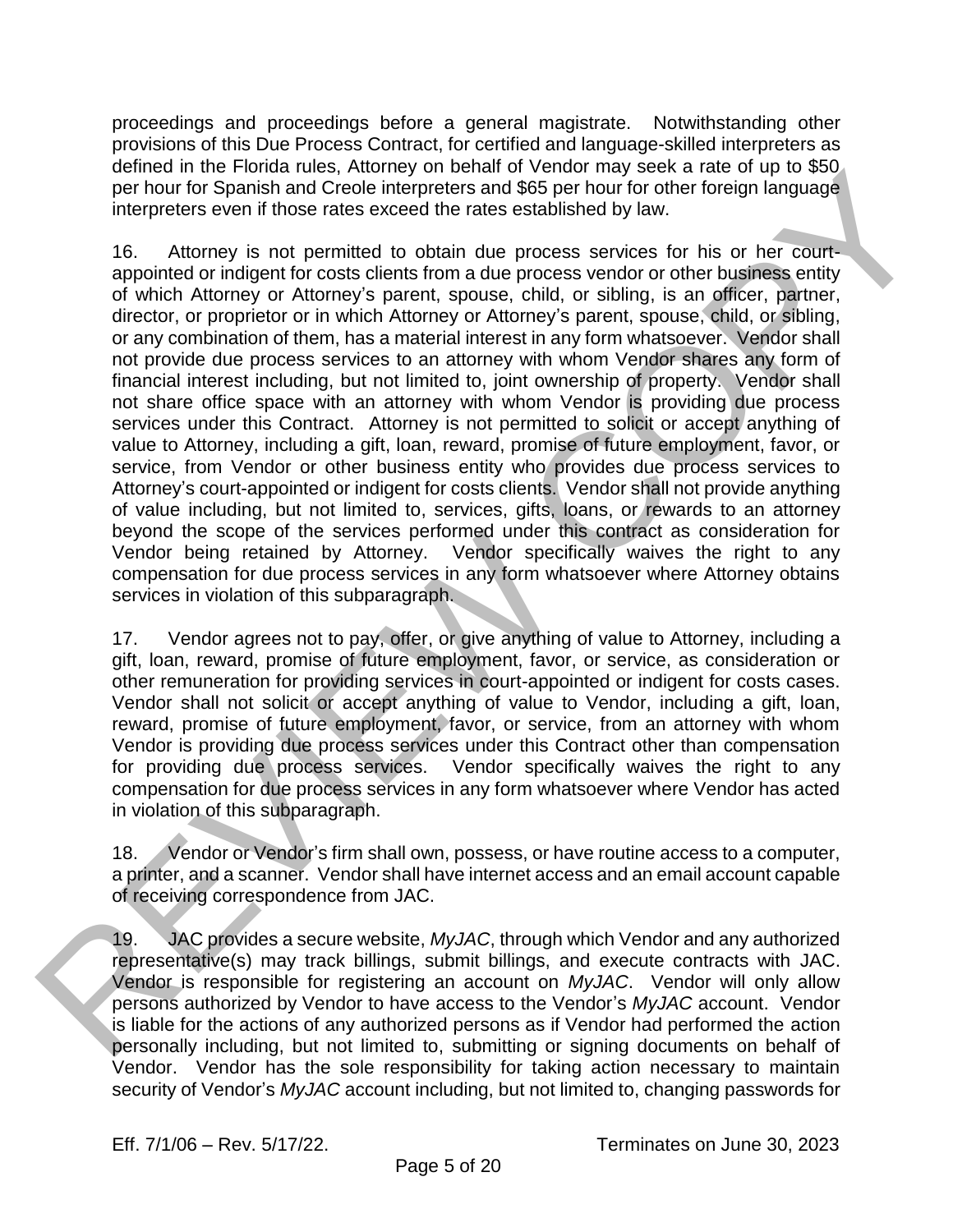proceedings and proceedings before a general magistrate. Notwithstanding other provisions of this Due Process Contract, for certified and language-skilled interpreters as defined in the Florida rules, Attorney on behalf of Vendor may seek a rate of up to $50 per hour for Spanish and Creole interpreters and $65 per hour for other foreign language interpreters even if those rates exceed the rates established by law.

16. Attorney is not permitted to obtain due process services for his or her court-appointed or indigent for costs clients from a due process vendor or other business entity of which Attorney or Attorney's parent, spouse, child, or sibling, is an officer, partner, director, or proprietor or in which Attorney or Attorney's parent, spouse, child, or sibling, or any combination of them, has a material interest in any form whatsoever. Vendor shall not provide due process services to an attorney with whom Vendor shares any form of financial interest including, but not limited to, joint ownership of property. Vendor shall not share office space with an attorney with whom Vendor is providing due process services under this Contract. Attorney is not permitted to solicit or accept anything of value to Attorney, including a gift, loan, reward, promise of future employment, favor, or service, from Vendor or other business entity who provides due process services to Attorney's court-appointed or indigent for costs clients. Vendor shall not provide anything of value including, but not limited to, services, gifts, loans, or rewards to an attorney beyond the scope of the services performed under this contract as consideration for Vendor being retained by Attorney. Vendor specifically waives the right to any compensation for due process services in any form whatsoever where Attorney obtains services in violation of this subparagraph.

17. Vendor agrees not to pay, offer, or give anything of value to Attorney, including a gift, loan, reward, promise of future employment, favor, or service, as consideration or other remuneration for providing services in court-appointed or indigent for costs cases. Vendor shall not solicit or accept anything of value to Vendor, including a gift, loan, reward, promise of future employment, favor, or service, from an attorney with whom Vendor is providing due process services under this Contract other than compensation for providing due process services. Vendor specifically waives the right to any compensation for due process services in any form whatsoever where Vendor has acted in violation of this subparagraph.

18. Vendor or Vendor's firm shall own, possess, or have routine access to a computer, a printer, and a scanner. Vendor shall have internet access and an email account capable of receiving correspondence from JAC.

19. JAC provides a secure website, *MyJAC*, through which Vendor and any authorized representative(s) may track billings, submit billings, and execute contracts with JAC. Vendor is responsible for registering an account on *MyJAC*. Vendor will only allow persons authorized by Vendor to have access to the Vendor's *MyJAC* account. Vendor is liable for the actions of any authorized persons as if Vendor had performed the action personally including, but not limited to, submitting or signing documents on behalf of Vendor. Vendor has the sole responsibility for taking action necessary to maintain security of Vendor's *MyJAC* account including, but not limited to, changing passwords for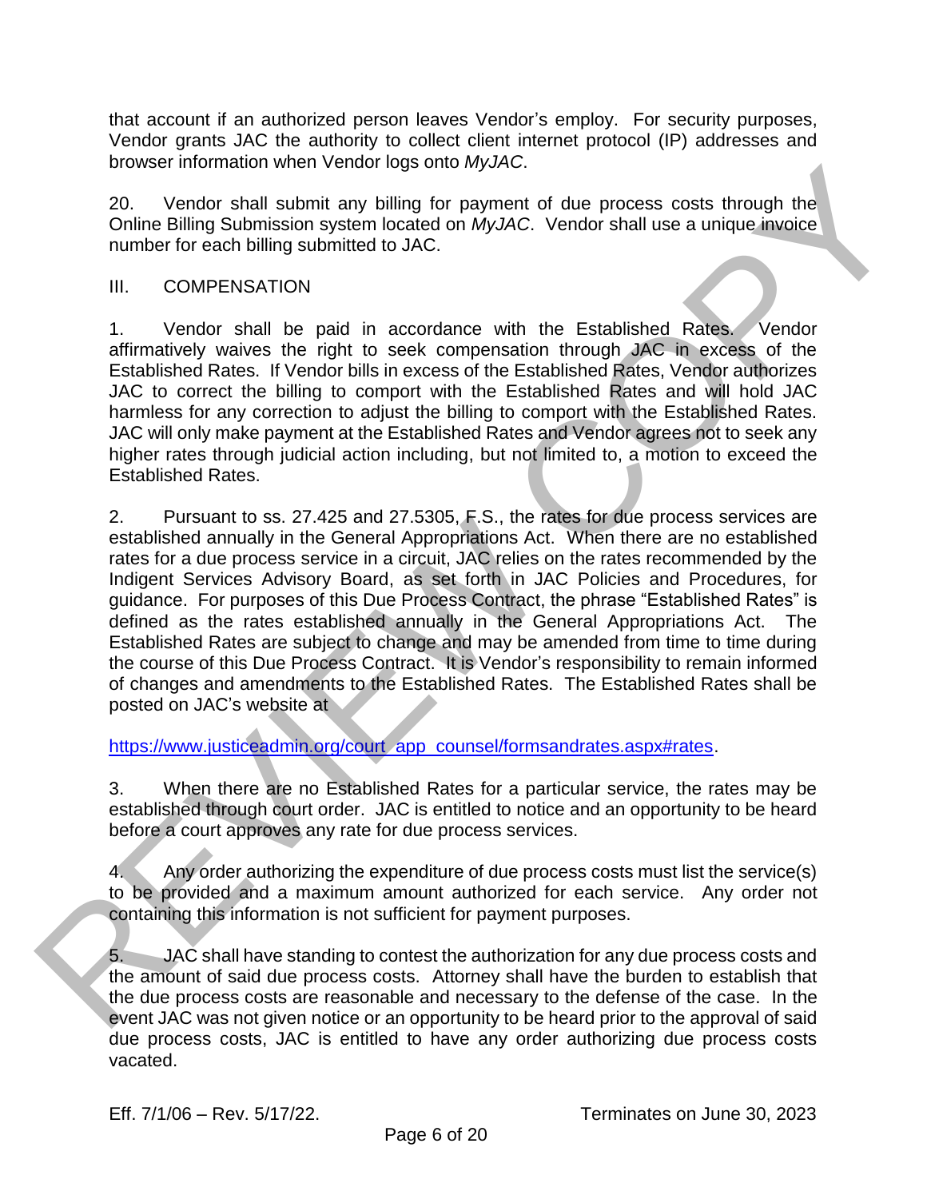that account if an authorized person leaves Vendor's employ. For security purposes, Vendor grants JAC the authority to collect client internet protocol (IP) addresses and browser information when Vendor logs onto *MyJAC*.

20. Vendor shall submit any billing for payment of due process costs through the Online Billing Submission system located on *MyJAC*. Vendor shall use a unique invoice number for each billing submitted to JAC.

## III. COMPENSATION

1. Vendor shall be paid in accordance with the Established Rates. Vendor affirmatively waives the right to seek compensation through JAC in excess of the Established Rates. If Vendor bills in excess of the Established Rates, Vendor authorizes JAC to correct the billing to comport with the Established Rates and will hold JAC harmless for any correction to adjust the billing to comport with the Established Rates. JAC will only make payment at the Established Rates and Vendor agrees not to seek any higher rates through judicial action including, but not limited to, a motion to exceed the Established Rates.

2. Pursuant to ss. 27.425 and 27.5305, F.S., the rates for due process services are established annually in the General Appropriations Act. When there are no established rates for a due process service in a circuit, JAC relies on the rates recommended by the Indigent Services Advisory Board, as set forth in JAC Policies and Procedures, for guidance. For purposes of this Due Process Contract, the phrase "Established Rates" is defined as the rates established annually in the General Appropriations Act. The Established Rates are subject to change and may be amended from time to time during the course of this Due Process Contract. It is Vendor's responsibility to remain informed of changes and amendments to the Established Rates. The Established Rates shall be posted on JAC's website at

https://www.justiceadmin.org/court_app_counsel/formsandrates.aspx#rates.

3. When there are no Established Rates for a particular service, the rates may be established through court order. JAC is entitled to notice and an opportunity to be heard before a court approves any rate for due process services.

4. Any order authorizing the expenditure of due process costs must list the service(s) to be provided and a maximum amount authorized for each service. Any order not containing this information is not sufficient for payment purposes.

5. JAC shall have standing to contest the authorization for any due process costs and the amount of said due process costs. Attorney shall have the burden to establish that the due process costs are reasonable and necessary to the defense of the case. In the event JAC was not given notice or an opportunity to be heard prior to the approval of said due process costs, JAC is entitled to have any order authorizing due process costs vacated.

Eff. 7/1/06 – Rev. 5/17/22. Terminates on June 30, 2023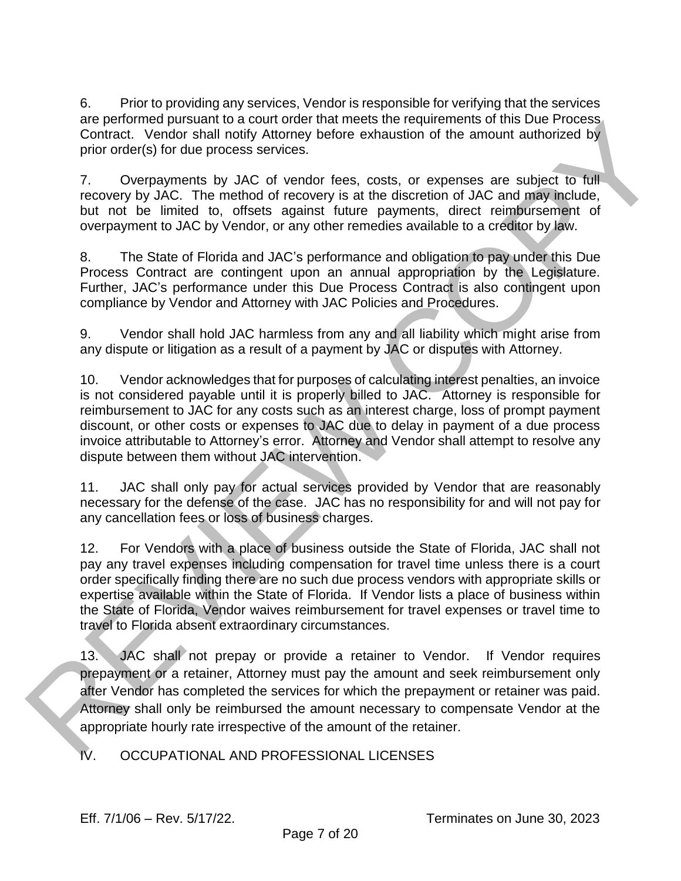6. Prior to providing any services, Vendor is responsible for verifying that the services are performed pursuant to a court order that meets the requirements of this Due Process Contract. Vendor shall notify Attorney before exhaustion of the amount authorized by prior order(s) for due process services.

7. Overpayments by JAC of vendor fees, costs, or expenses are subject to full recovery by JAC. The method of recovery is at the discretion of JAC and may include, but not be limited to, offsets against future payments, direct reimbursement of overpayment to JAC by Vendor, or any other remedies available to a creditor by law.

8. The State of Florida and JAC's performance and obligation to pay under this Due Process Contract are contingent upon an annual appropriation by the Legislature. Further, JAC's performance under this Due Process Contract is also contingent upon compliance by Vendor and Attorney with JAC Policies and Procedures.

9. Vendor shall hold JAC harmless from any and all liability which might arise from any dispute or litigation as a result of a payment by JAC or disputes with Attorney.

10. Vendor acknowledges that for purposes of calculating interest penalties, an invoice is not considered payable until it is properly billed to JAC. Attorney is responsible for reimbursement to JAC for any costs such as an interest charge, loss of prompt payment discount, or other costs or expenses to JAC due to delay in payment of a due process invoice attributable to Attorney's error. Attorney and Vendor shall attempt to resolve any dispute between them without JAC intervention.

11. JAC shall only pay for actual services provided by Vendor that are reasonably necessary for the defense of the case. JAC has no responsibility for and will not pay for any cancellation fees or loss of business charges.

12. For Vendors with a place of business outside the State of Florida, JAC shall not pay any travel expenses including compensation for travel time unless there is a court order specifically finding there are no such due process vendors with appropriate skills or expertise available within the State of Florida. If Vendor lists a place of business within the State of Florida, Vendor waives reimbursement for travel expenses or travel time to travel to Florida absent extraordinary circumstances.

13. JAC shall not prepay or provide a retainer to Vendor. If Vendor requires prepayment or a retainer, Attorney must pay the amount and seek reimbursement only after Vendor has completed the services for which the prepayment or retainer was paid. Attorney shall only be reimbursed the amount necessary to compensate Vendor at the appropriate hourly rate irrespective of the amount of the retainer.

## IV. OCCUPATIONAL AND PROFESSIONAL LICENSES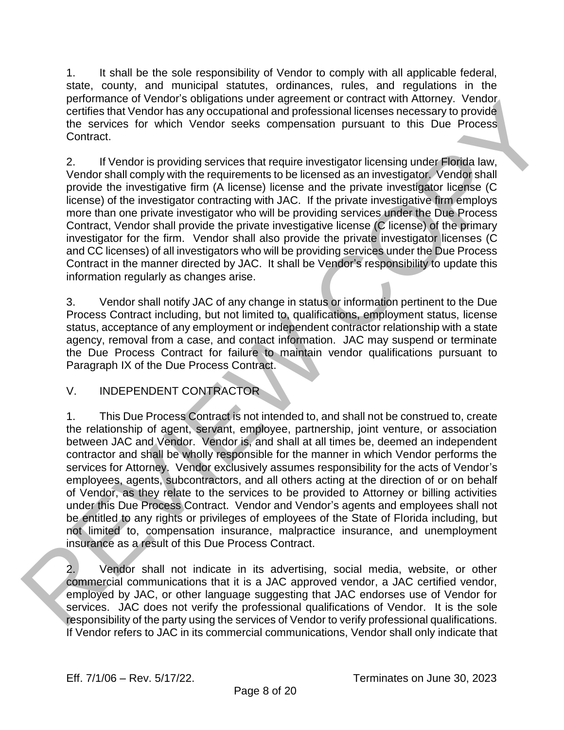1. It shall be the sole responsibility of Vendor to comply with all applicable federal, state, county, and municipal statutes, ordinances, rules, and regulations in the performance of Vendor's obligations under agreement or contract with Attorney. Vendor certifies that Vendor has any occupational and professional licenses necessary to provide the services for which Vendor seeks compensation pursuant to this Due Process Contract.

2. If Vendor is providing services that require investigator licensing under Florida law, Vendor shall comply with the requirements to be licensed as an investigator. Vendor shall provide the investigative firm (A license) license and the private investigator license (C license) of the investigator contracting with JAC. If the private investigative firm employs more than one private investigator who will be providing services under the Due Process Contract, Vendor shall provide the private investigative license (C license) of the primary investigator for the firm. Vendor shall also provide the private investigator licenses (C and CC licenses) of all investigators who will be providing services under the Due Process Contract in the manner directed by JAC. It shall be Vendor's responsibility to update this information regularly as changes arise.

3. Vendor shall notify JAC of any change in status or information pertinent to the Due Process Contract including, but not limited to, qualifications, employment status, license status, acceptance of any employment or independent contractor relationship with a state agency, removal from a case, and contact information. JAC may suspend or terminate the Due Process Contract for failure to maintain vendor qualifications pursuant to Paragraph IX of the Due Process Contract.

## V. INDEPENDENT CONTRACTOR

1. This Due Process Contract is not intended to, and shall not be construed to, create the relationship of agent, servant, employee, partnership, joint venture, or association between JAC and Vendor. Vendor is, and shall at all times be, deemed an independent contractor and shall be wholly responsible for the manner in which Vendor performs the services for Attorney. Vendor exclusively assumes responsibility for the acts of Vendor's employees, agents, subcontractors, and all others acting at the direction of or on behalf of Vendor, as they relate to the services to be provided to Attorney or billing activities under this Due Process Contract. Vendor and Vendor's agents and employees shall not be entitled to any rights or privileges of employees of the State of Florida including, but not limited to, compensation insurance, malpractice insurance, and unemployment insurance as a result of this Due Process Contract.

2. Vendor shall not indicate in its advertising, social media, website, or other commercial communications that it is a JAC approved vendor, a JAC certified vendor, employed by JAC, or other language suggesting that JAC endorses use of Vendor for services. JAC does not verify the professional qualifications of Vendor. It is the sole responsibility of the party using the services of Vendor to verify professional qualifications. If Vendor refers to JAC in its commercial communications, Vendor shall only indicate that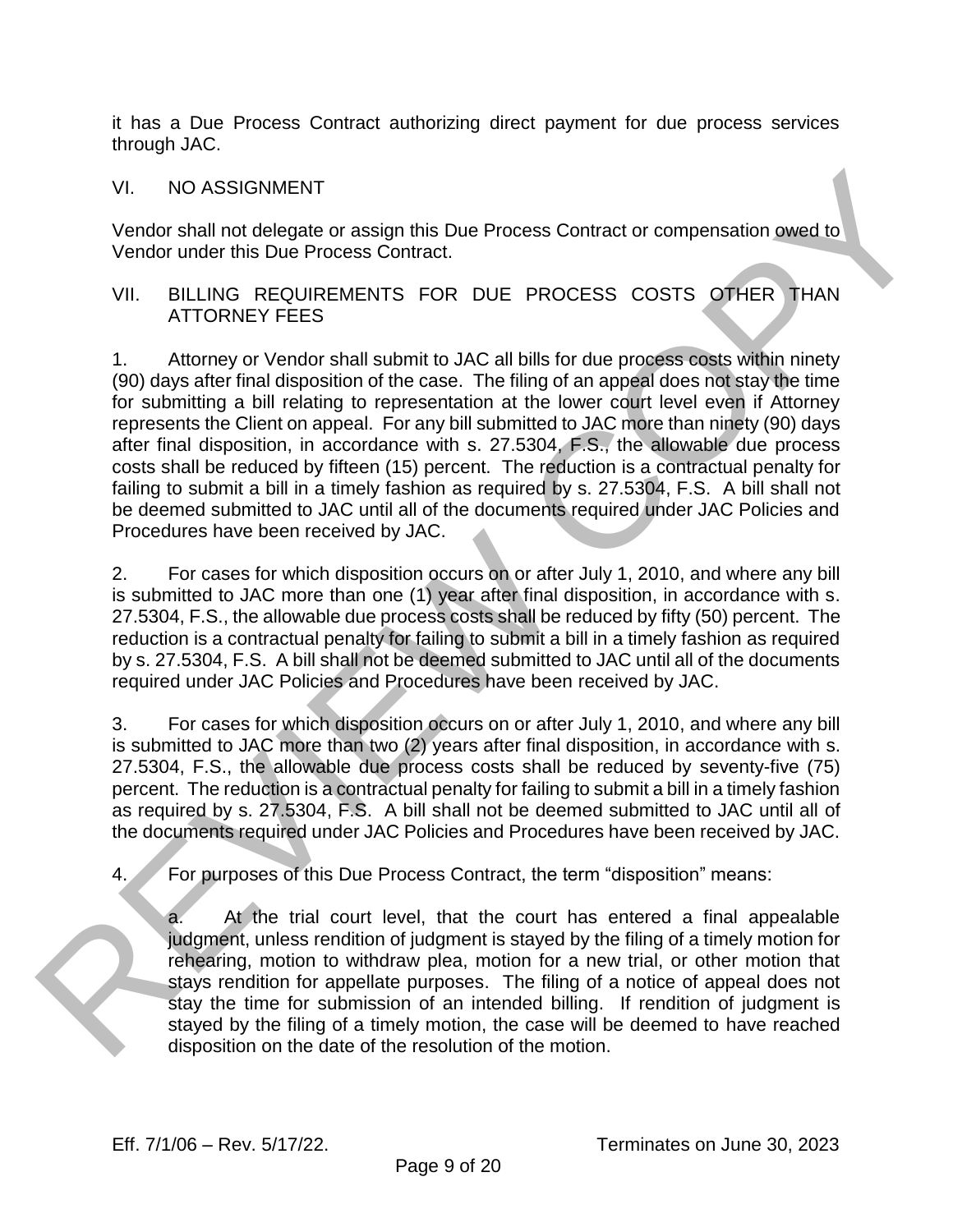it has a Due Process Contract authorizing direct payment for due process services through JAC.

## VI. NO ASSIGNMENT

Vendor shall not delegate or assign this Due Process Contract or compensation owed to Vendor under this Due Process Contract.

## VII. BILLING REQUIREMENTS FOR DUE PROCESS COSTS OTHER THAN ATTORNEY FEES

1. Attorney or Vendor shall submit to JAC all bills for due process costs within ninety (90) days after final disposition of the case. The filing of an appeal does not stay the time for submitting a bill relating to representation at the lower court level even if Attorney represents the Client on appeal. For any bill submitted to JAC more than ninety (90) days after final disposition, in accordance with s. 27.5304, F.S., the allowable due process costs shall be reduced by fifteen (15) percent. The reduction is a contractual penalty for failing to submit a bill in a timely fashion as required by s. 27.5304, F.S. A bill shall not be deemed submitted to JAC until all of the documents required under JAC Policies and Procedures have been received by JAC.

2. For cases for which disposition occurs on or after July 1, 2010, and where any bill is submitted to JAC more than one (1) year after final disposition, in accordance with s. 27.5304, F.S., the allowable due process costs shall be reduced by fifty (50) percent. The reduction is a contractual penalty for failing to submit a bill in a timely fashion as required by s. 27.5304, F.S. A bill shall not be deemed submitted to JAC until all of the documents required under JAC Policies and Procedures have been received by JAC.

3. For cases for which disposition occurs on or after July 1, 2010, and where any bill is submitted to JAC more than two (2) years after final disposition, in accordance with s. 27.5304, F.S., the allowable due process costs shall be reduced by seventy-five (75) percent. The reduction is a contractual penalty for failing to submit a bill in a timely fashion as required by s. 27.5304, F.S. A bill shall not be deemed submitted to JAC until all of the documents required under JAC Policies and Procedures have been received by JAC.

4. For purposes of this Due Process Contract, the term "disposition" means:

   a. At the trial court level, that the court has entered a final appealable judgment, unless rendition of judgment is stayed by the filing of a timely motion for rehearing, motion to withdraw plea, motion for a new trial, or other motion that stays rendition for appellate purposes. The filing of a notice of appeal does not stay the time for submission of an intended billing. If rendition of judgment is stayed by the filing of a timely motion, the case will be deemed to have reached disposition on the date of the resolution of the motion.

Eff. 7/1/06 – Rev. 5/17/22. Terminates on June 30, 2023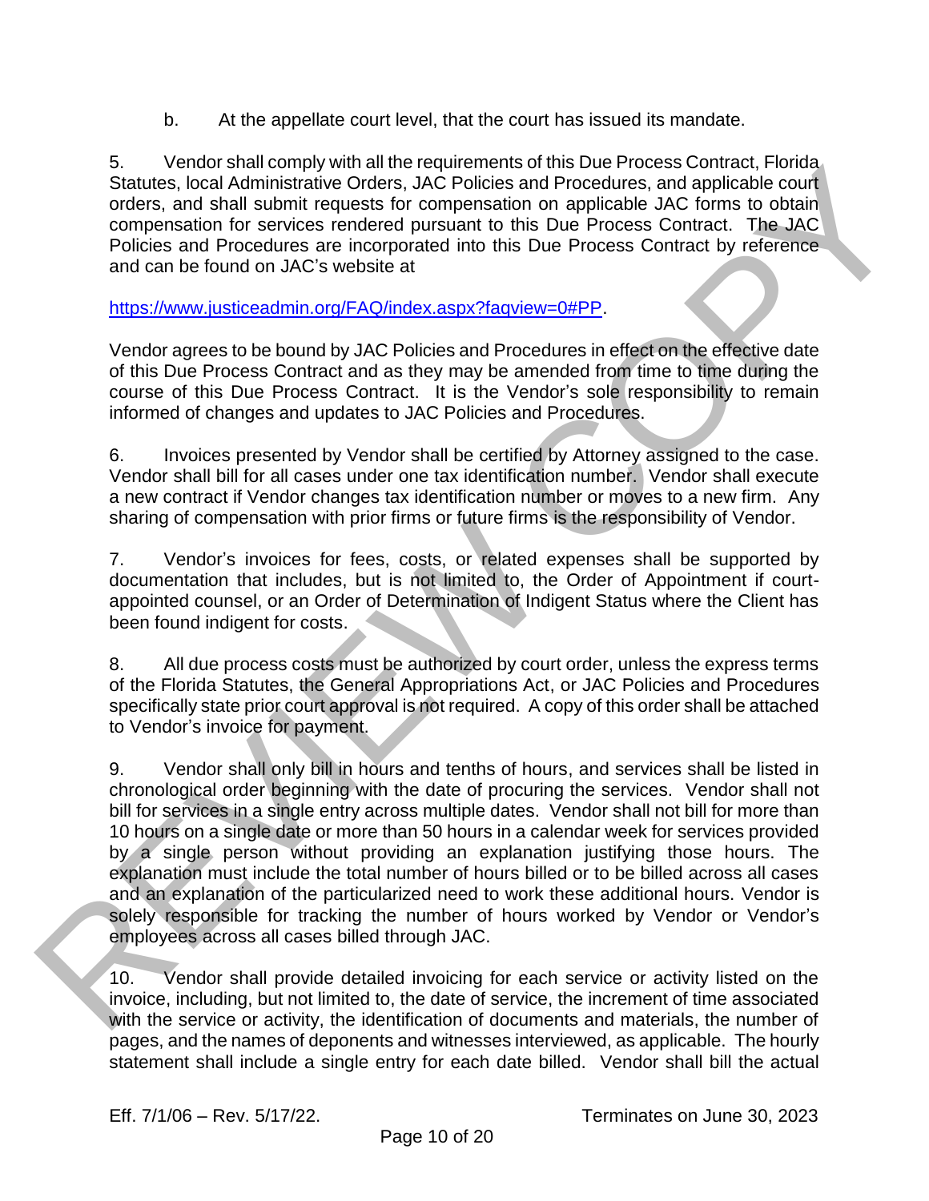b. At the appellate court level, that the court has issued its mandate.

5. Vendor shall comply with all the requirements of this Due Process Contract, Florida Statutes, local Administrative Orders, JAC Policies and Procedures, and applicable court orders, and shall submit requests for compensation on applicable JAC forms to obtain compensation for services rendered pursuant to this Due Process Contract. The JAC Policies and Procedures are incorporated into this Due Process Contract by reference and can be found on JAC's website at

https://www.justiceadmin.org/FAQ/index.aspx?faqview=0#PP.

Vendor agrees to be bound by JAC Policies and Procedures in effect on the effective date of this Due Process Contract and as they may be amended from time to time during the course of this Due Process Contract. It is the Vendor's sole responsibility to remain informed of changes and updates to JAC Policies and Procedures.

6. Invoices presented by Vendor shall be certified by Attorney assigned to the case. Vendor shall bill for all cases under one tax identification number. Vendor shall execute a new contract if Vendor changes tax identification number or moves to a new firm. Any sharing of compensation with prior firms or future firms is the responsibility of Vendor.

7. Vendor's invoices for fees, costs, or related expenses shall be supported by documentation that includes, but is not limited to, the Order of Appointment if court-appointed counsel, or an Order of Determination of Indigent Status where the Client has been found indigent for costs.

8. All due process costs must be authorized by court order, unless the express terms of the Florida Statutes, the General Appropriations Act, or JAC Policies and Procedures specifically state prior court approval is not required. A copy of this order shall be attached to Vendor's invoice for payment.

9. Vendor shall only bill in hours and tenths of hours, and services shall be listed in chronological order beginning with the date of procuring the services. Vendor shall not bill for services in a single entry across multiple dates. Vendor shall not bill for more than 10 hours on a single date or more than 50 hours in a calendar week for services provided by a single person without providing an explanation justifying those hours. The explanation must include the total number of hours billed or to be billed across all cases and an explanation of the particularized need to work these additional hours. Vendor is solely responsible for tracking the number of hours worked by Vendor or Vendor's employees across all cases billed through JAC.

10. Vendor shall provide detailed invoicing for each service or activity listed on the invoice, including, but not limited to, the date of service, the increment of time associated with the service or activity, the identification of documents and materials, the number of pages, and the names of deponents and witnesses interviewed, as applicable. The hourly statement shall include a single entry for each date billed. Vendor shall bill the actual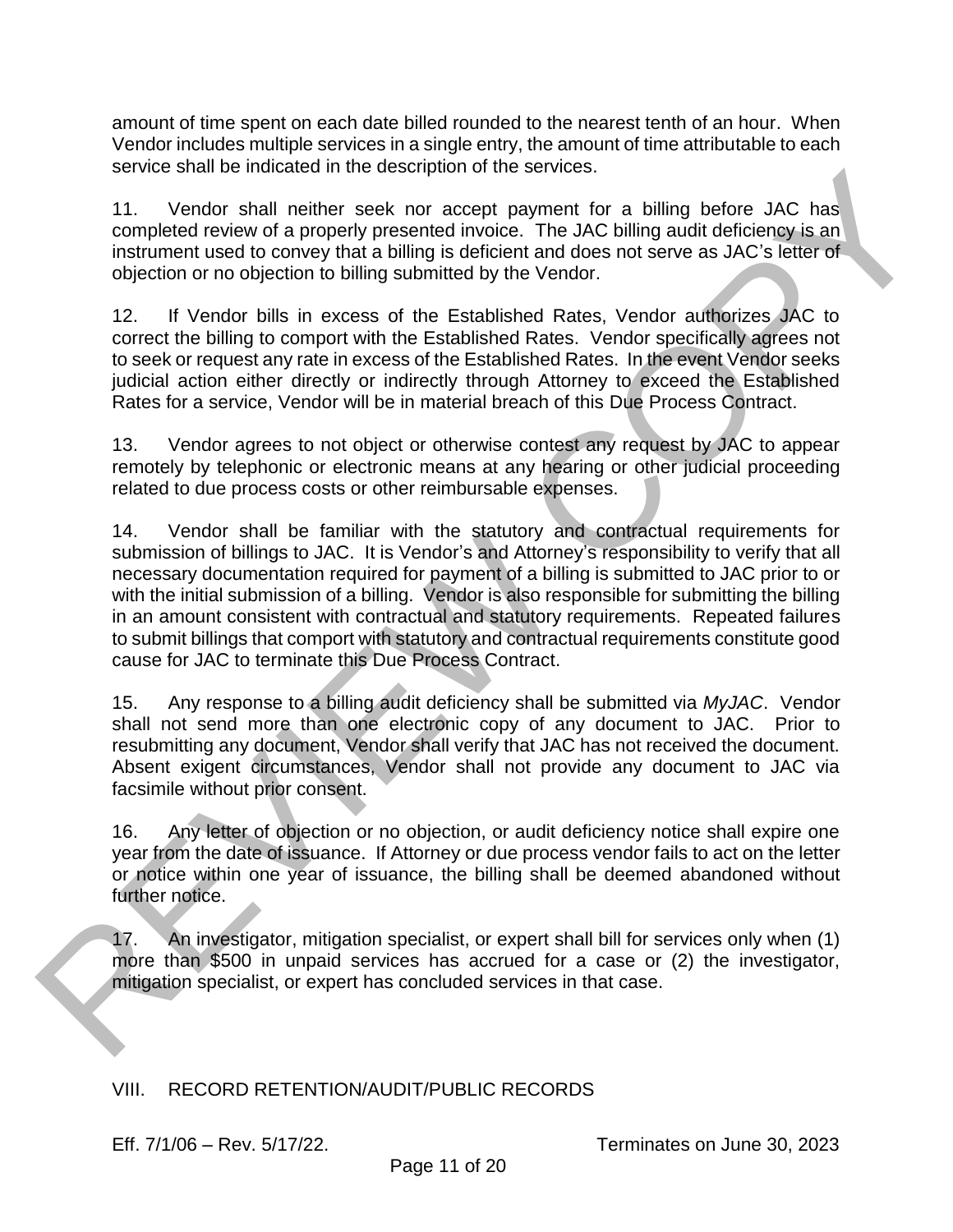amount of time spent on each date billed rounded to the nearest tenth of an hour. When Vendor includes multiple services in a single entry, the amount of time attributable to each service shall be indicated in the description of the services.

11. Vendor shall neither seek nor accept payment for a billing before JAC has completed review of a properly presented invoice. The JAC billing audit deficiency is an instrument used to convey that a billing is deficient and does not serve as JAC's letter of objection or no objection to billing submitted by the Vendor.

12. If Vendor bills in excess of the Established Rates, Vendor authorizes JAC to correct the billing to comport with the Established Rates. Vendor specifically agrees not to seek or request any rate in excess of the Established Rates. In the event Vendor seeks judicial action either directly or indirectly through Attorney to exceed the Established Rates for a service, Vendor will be in material breach of this Due Process Contract.

13. Vendor agrees to not object or otherwise contest any request by JAC to appear remotely by telephonic or electronic means at any hearing or other judicial proceeding related to due process costs or other reimbursable expenses.

14. Vendor shall be familiar with the statutory and contractual requirements for submission of billings to JAC. It is Vendor's and Attorney's responsibility to verify that all necessary documentation required for payment of a billing is submitted to JAC prior to or with the initial submission of a billing. Vendor is also responsible for submitting the billing in an amount consistent with contractual and statutory requirements. Repeated failures to submit billings that comport with statutory and contractual requirements constitute good cause for JAC to terminate this Due Process Contract.

15. Any response to a billing audit deficiency shall be submitted via *MyJAC*. Vendor shall not send more than one electronic copy of any document to JAC. Prior to resubmitting any document, Vendor shall verify that JAC has not received the document. Absent exigent circumstances, Vendor shall not provide any document to JAC via facsimile without prior consent.

16. Any letter of objection or no objection, or audit deficiency notice shall expire one year from the date of issuance. If Attorney or due process vendor fails to act on the letter or notice within one year of issuance, the billing shall be deemed abandoned without further notice.

17. An investigator, mitigation specialist, or expert shall bill for services only when (1) more than $500 in unpaid services has accrued for a case or (2) the investigator, mitigation specialist, or expert has concluded services in that case.

## VIII. RECORD RETENTION/AUDIT/PUBLIC RECORDS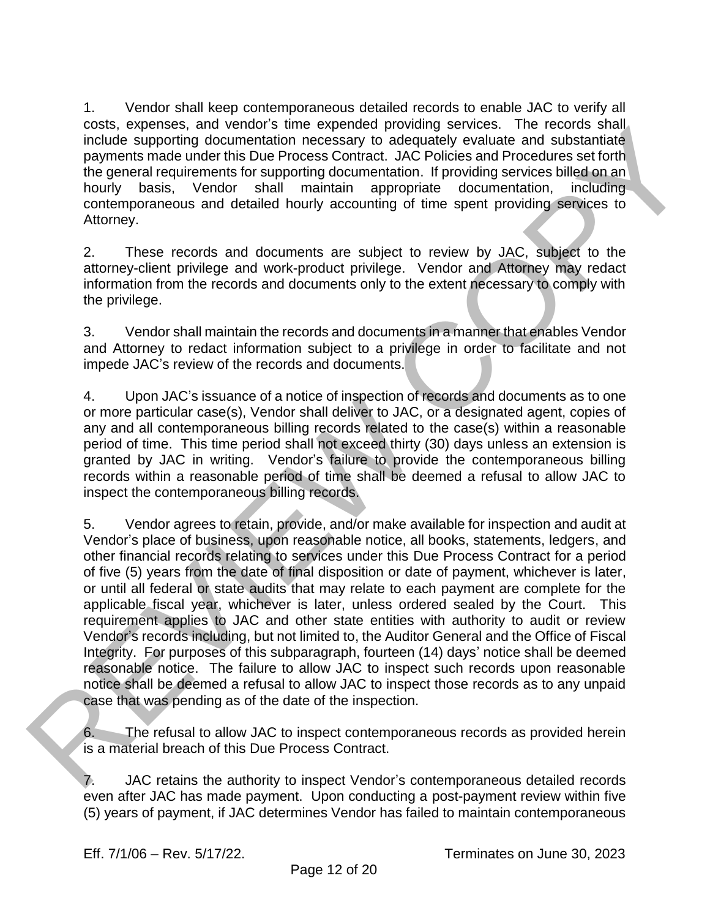1. Vendor shall keep contemporaneous detailed records to enable JAC to verify all costs, expenses, and vendor's time expended providing services. The records shall include supporting documentation necessary to adequately evaluate and substantiate payments made under this Due Process Contract. JAC Policies and Procedures set forth the general requirements for supporting documentation. If providing services billed on an hourly basis, Vendor shall maintain appropriate documentation, including contemporaneous and detailed hourly accounting of time spent providing services to Attorney.

2. These records and documents are subject to review by JAC, subject to the attorney-client privilege and work-product privilege. Vendor and Attorney may redact information from the records and documents only to the extent necessary to comply with the privilege.

3. Vendor shall maintain the records and documents in a manner that enables Vendor and Attorney to redact information subject to a privilege in order to facilitate and not impede JAC's review of the records and documents.

4. Upon JAC's issuance of a notice of inspection of records and documents as to one or more particular case(s), Vendor shall deliver to JAC, or a designated agent, copies of any and all contemporaneous billing records related to the case(s) within a reasonable period of time. This time period shall not exceed thirty (30) days unless an extension is granted by JAC in writing. Vendor's failure to provide the contemporaneous billing records within a reasonable period of time shall be deemed a refusal to allow JAC to inspect the contemporaneous billing records.

5. Vendor agrees to retain, provide, and/or make available for inspection and audit at Vendor's place of business, upon reasonable notice, all books, statements, ledgers, and other financial records relating to services under this Due Process Contract for a period of five (5) years from the date of final disposition or date of payment, whichever is later, or until all federal or state audits that may relate to each payment are complete for the applicable fiscal year, whichever is later, unless ordered sealed by the Court. This requirement applies to JAC and other state entities with authority to audit or review Vendor's records including, but not limited to, the Auditor General and the Office of Fiscal Integrity. For purposes of this subparagraph, fourteen (14) days' notice shall be deemed reasonable notice. The failure to allow JAC to inspect such records upon reasonable notice shall be deemed a refusal to allow JAC to inspect those records as to any unpaid case that was pending as of the date of the inspection.

6. The refusal to allow JAC to inspect contemporaneous records as provided herein is a material breach of this Due Process Contract.

7. JAC retains the authority to inspect Vendor's contemporaneous detailed records even after JAC has made payment. Upon conducting a post-payment review within five (5) years of payment, if JAC determines Vendor has failed to maintain contemporaneous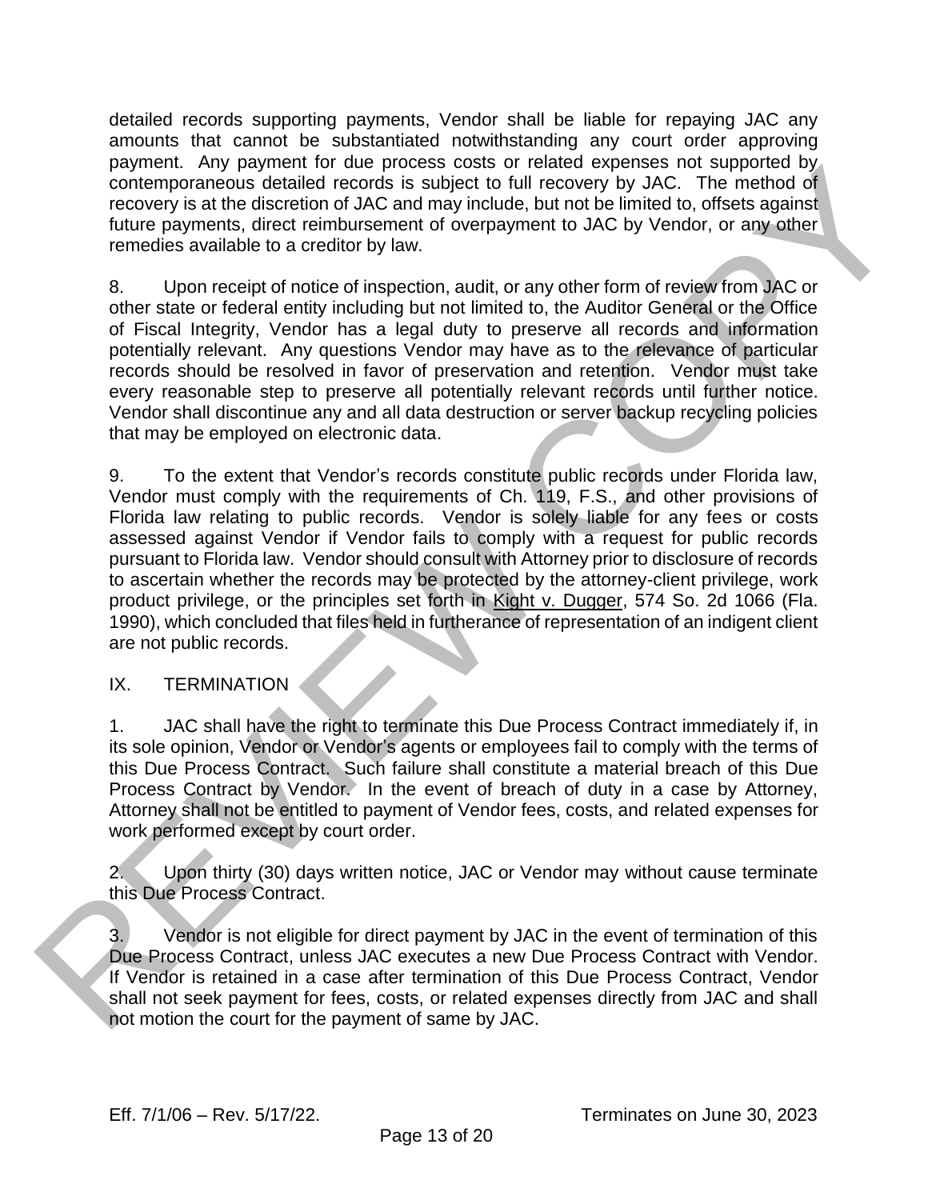detailed records supporting payments, Vendor shall be liable for repaying JAC any amounts that cannot be substantiated notwithstanding any court order approving payment. Any payment for due process costs or related expenses not supported by contemporaneous detailed records is subject to full recovery by JAC. The method of recovery is at the discretion of JAC and may include, but not be limited to, offsets against future payments, direct reimbursement of overpayment to JAC by Vendor, or any other remedies available to a creditor by law.

8. Upon receipt of notice of inspection, audit, or any other form of review from JAC or other state or federal entity including but not limited to, the Auditor General or the Office of Fiscal Integrity, Vendor has a legal duty to preserve all records and information potentially relevant. Any questions Vendor may have as to the relevance of particular records should be resolved in favor of preservation and retention. Vendor must take every reasonable step to preserve all potentially relevant records until further notice. Vendor shall discontinue any and all data destruction or server backup recycling policies that may be employed on electronic data.

9. To the extent that Vendor's records constitute public records under Florida law, Vendor must comply with the requirements of Ch. 119, F.S., and other provisions of Florida law relating to public records. Vendor is solely liable for any fees or costs assessed against Vendor if Vendor fails to comply with a request for public records pursuant to Florida law. Vendor should consult with Attorney prior to disclosure of records to ascertain whether the records may be protected by the attorney-client privilege, work product privilege, or the principles set forth in Kight v. Dugger, 574 So. 2d 1066 (Fla. 1990), which concluded that files held in furtherance of representation of an indigent client are not public records.

## IX. TERMINATION

1. JAC shall have the right to terminate this Due Process Contract immediately if, in its sole opinion, Vendor or Vendor's agents or employees fail to comply with the terms of this Due Process Contract. Such failure shall constitute a material breach of this Due Process Contract by Vendor. In the event of breach of duty in a case by Attorney, Attorney shall not be entitled to payment of Vendor fees, costs, and related expenses for work performed except by court order.

2. Upon thirty (30) days written notice, JAC or Vendor may without cause terminate this Due Process Contract.

3. Vendor is not eligible for direct payment by JAC in the event of termination of this Due Process Contract, unless JAC executes a new Due Process Contract with Vendor. If Vendor is retained in a case after termination of this Due Process Contract, Vendor shall not seek payment for fees, costs, or related expenses directly from JAC and shall not motion the court for the payment of same by JAC.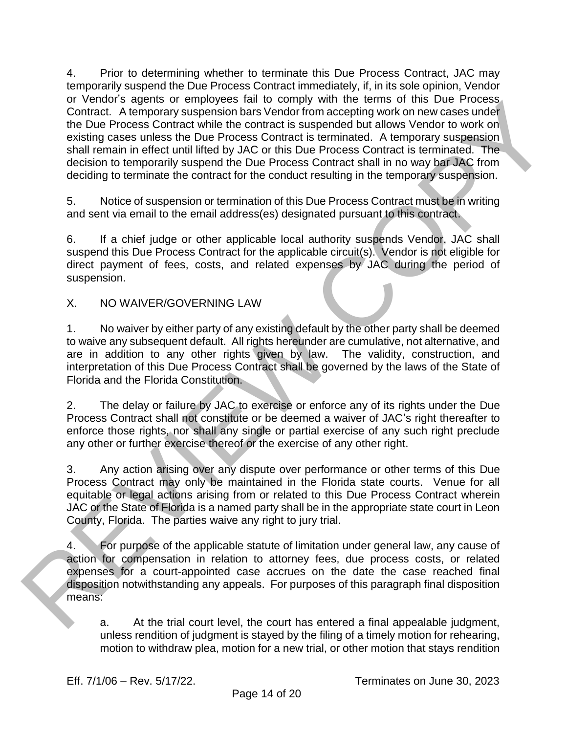4. Prior to determining whether to terminate this Due Process Contract, JAC may temporarily suspend the Due Process Contract immediately, if, in its sole opinion, Vendor or Vendor's agents or employees fail to comply with the terms of this Due Process Contract. A temporary suspension bars Vendor from accepting work on new cases under the Due Process Contract while the contract is suspended but allows Vendor to work on existing cases unless the Due Process Contract is terminated. A temporary suspension shall remain in effect until lifted by JAC or this Due Process Contract is terminated. The decision to temporarily suspend the Due Process Contract shall in no way bar JAC from deciding to terminate the contract for the conduct resulting in the temporary suspension.

5. Notice of suspension or termination of this Due Process Contract must be in writing and sent via email to the email address(es) designated pursuant to this contract.

6. If a chief judge or other applicable local authority suspends Vendor, JAC shall suspend this Due Process Contract for the applicable circuit(s). Vendor is not eligible for direct payment of fees, costs, and related expenses by JAC during the period of suspension.

## X. NO WAIVER/GOVERNING LAW

1. No waiver by either party of any existing default by the other party shall be deemed to waive any subsequent default. All rights hereunder are cumulative, not alternative, and are in addition to any other rights given by law. The validity, construction, and interpretation of this Due Process Contract shall be governed by the laws of the State of Florida and the Florida Constitution.

2. The delay or failure by JAC to exercise or enforce any of its rights under the Due Process Contract shall not constitute or be deemed a waiver of JAC's right thereafter to enforce those rights, nor shall any single or partial exercise of any such right preclude any other or further exercise thereof or the exercise of any other right.

3. Any action arising over any dispute over performance or other terms of this Due Process Contract may only be maintained in the Florida state courts. Venue for all equitable or legal actions arising from or related to this Due Process Contract wherein JAC or the State of Florida is a named party shall be in the appropriate state court in Leon County, Florida. The parties waive any right to jury trial.

4. For purpose of the applicable statute of limitation under general law, any cause of action for compensation in relation to attorney fees, due process costs, or related expenses for a court-appointed case accrues on the date the case reached final disposition notwithstanding any appeals. For purposes of this paragraph final disposition means:

   a. At the trial court level, the court has entered a final appealable judgment, unless rendition of judgment is stayed by the filing of a timely motion for rehearing, motion to withdraw plea, motion for a new trial, or other motion that stays rendition

Eff. 7/1/06 – Rev. 5/17/22. Terminates on June 30, 2023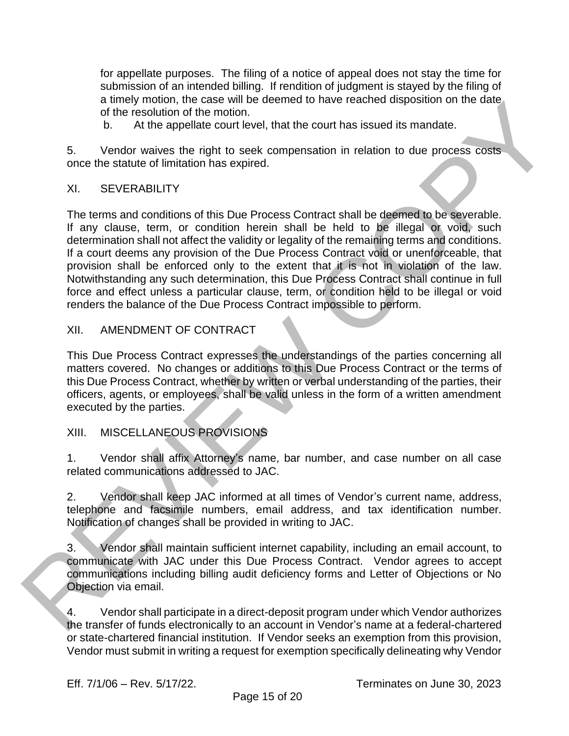for appellate purposes. The filing of a notice of appeal does not stay the time for submission of an intended billing. If rendition of judgment is stayed by the filing of a timely motion, the case will be deemed to have reached disposition on the date of the resolution of the motion.

b. At the appellate court level, that the court has issued its mandate.

5. Vendor waives the right to seek compensation in relation to due process costs once the statute of limitation has expired.

## XI. SEVERABILITY

The terms and conditions of this Due Process Contract shall be deemed to be severable. If any clause, term, or condition herein shall be held to be illegal or void, such determination shall not affect the validity or legality of the remaining terms and conditions. If a court deems any provision of the Due Process Contract void or unenforceable, that provision shall be enforced only to the extent that it is not in violation of the law. Notwithstanding any such determination, this Due Process Contract shall continue in full force and effect unless a particular clause, term, or condition held to be illegal or void renders the balance of the Due Process Contract impossible to perform.

## XII. AMENDMENT OF CONTRACT

This Due Process Contract expresses the understandings of the parties concerning all matters covered. No changes or additions to this Due Process Contract or the terms of this Due Process Contract, whether by written or verbal understanding of the parties, their officers, agents, or employees, shall be valid unless in the form of a written amendment executed by the parties.

## XIII. MISCELLANEOUS PROVISIONS

1. Vendor shall affix Attorney's name, bar number, and case number on all case related communications addressed to JAC.

2. Vendor shall keep JAC informed at all times of Vendor's current name, address, telephone and facsimile numbers, email address, and tax identification number. Notification of changes shall be provided in writing to JAC.

3. Vendor shall maintain sufficient internet capability, including an email account, to communicate with JAC under this Due Process Contract. Vendor agrees to accept communications including billing audit deficiency forms and Letter of Objections or No Objection via email.

4. Vendor shall participate in a direct-deposit program under which Vendor authorizes the transfer of funds electronically to an account in Vendor's name at a federal-chartered or state-chartered financial institution. If Vendor seeks an exemption from this provision, Vendor must submit in writing a request for exemption specifically delineating why Vendor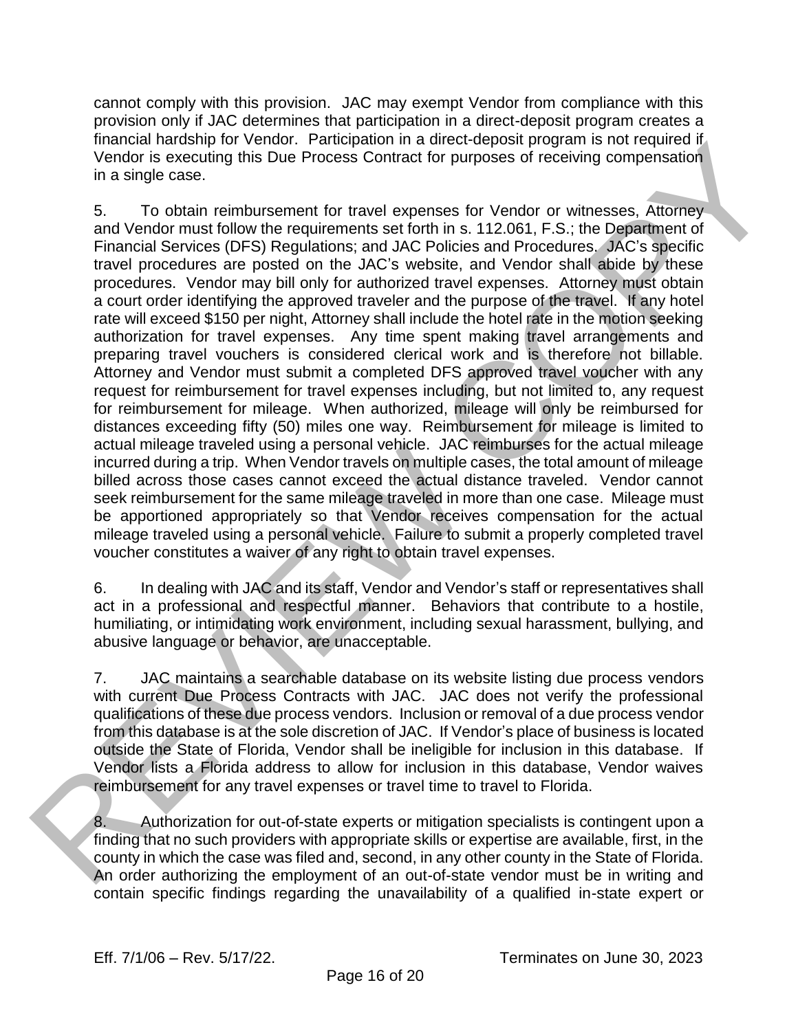cannot comply with this provision. JAC may exempt Vendor from compliance with this provision only if JAC determines that participation in a direct-deposit program creates a financial hardship for Vendor. Participation in a direct-deposit program is not required if Vendor is executing this Due Process Contract for purposes of receiving compensation in a single case.

5. To obtain reimbursement for travel expenses for Vendor or witnesses, Attorney and Vendor must follow the requirements set forth in s. 112.061, F.S.; the Department of Financial Services (DFS) Regulations; and JAC Policies and Procedures. JAC's specific travel procedures are posted on the JAC's website, and Vendor shall abide by these procedures. Vendor may bill only for authorized travel expenses. Attorney must obtain a court order identifying the approved traveler and the purpose of the travel. If any hotel rate will exceed $150 per night, Attorney shall include the hotel rate in the motion seeking authorization for travel expenses. Any time spent making travel arrangements and preparing travel vouchers is considered clerical work and is therefore not billable. Attorney and Vendor must submit a completed DFS approved travel voucher with any request for reimbursement for travel expenses including, but not limited to, any request for reimbursement for mileage. When authorized, mileage will only be reimbursed for distances exceeding fifty (50) miles one way. Reimbursement for mileage is limited to actual mileage traveled using a personal vehicle. JAC reimburses for the actual mileage incurred during a trip. When Vendor travels on multiple cases, the total amount of mileage billed across those cases cannot exceed the actual distance traveled. Vendor cannot seek reimbursement for the same mileage traveled in more than one case. Mileage must be apportioned appropriately so that Vendor receives compensation for the actual mileage traveled using a personal vehicle. Failure to submit a properly completed travel voucher constitutes a waiver of any right to obtain travel expenses.

6. In dealing with JAC and its staff, Vendor and Vendor's staff or representatives shall act in a professional and respectful manner. Behaviors that contribute to a hostile, humiliating, or intimidating work environment, including sexual harassment, bullying, and abusive language or behavior, are unacceptable.

7. JAC maintains a searchable database on its website listing due process vendors with current Due Process Contracts with JAC. JAC does not verify the professional qualifications of these due process vendors. Inclusion or removal of a due process vendor from this database is at the sole discretion of JAC. If Vendor's place of business is located outside the State of Florida, Vendor shall be ineligible for inclusion in this database. If Vendor lists a Florida address to allow for inclusion in this database, Vendor waives reimbursement for any travel expenses or travel time to travel to Florida.

8. Authorization for out-of-state experts or mitigation specialists is contingent upon a finding that no such providers with appropriate skills or expertise are available, first, in the county in which the case was filed and, second, in any other county in the State of Florida. An order authorizing the employment of an out-of-state vendor must be in writing and contain specific findings regarding the unavailability of a qualified in-state expert or

Eff. 7/1/06 – Rev. 5/17/22. Terminates on June 30, 2023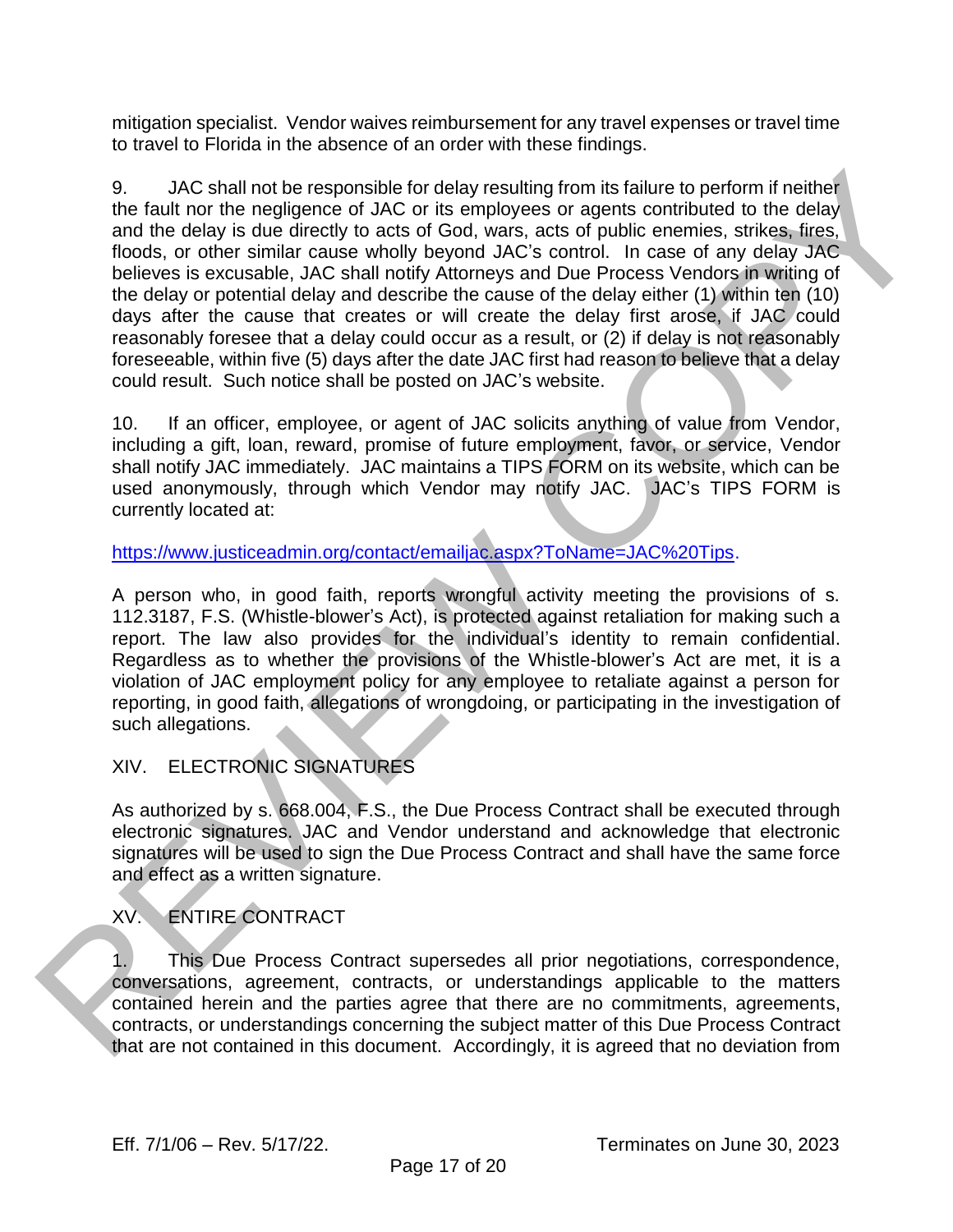mitigation specialist. Vendor waives reimbursement for any travel expenses or travel time to travel to Florida in the absence of an order with these findings.

9. JAC shall not be responsible for delay resulting from its failure to perform if neither the fault nor the negligence of JAC or its employees or agents contributed to the delay and the delay is due directly to acts of God, wars, acts of public enemies, strikes, fires, floods, or other similar cause wholly beyond JAC's control. In case of any delay JAC believes is excusable, JAC shall notify Attorneys and Due Process Vendors in writing of the delay or potential delay and describe the cause of the delay either (1) within ten (10) days after the cause that creates or will create the delay first arose, if JAC could reasonably foresee that a delay could occur as a result, or (2) if delay is not reasonably foreseeable, within five (5) days after the date JAC first had reason to believe that a delay could result. Such notice shall be posted on JAC's website.

10. If an officer, employee, or agent of JAC solicits anything of value from Vendor, including a gift, loan, reward, promise of future employment, favor, or service, Vendor shall notify JAC immediately. JAC maintains a TIPS FORM on its website, which can be used anonymously, through which Vendor may notify JAC. JAC's TIPS FORM is currently located at:

https://www.justiceadmin.org/contact/emailjac.aspx?ToName=JAC%20Tips.

A person who, in good faith, reports wrongful activity meeting the provisions of s. 112.3187, F.S. (Whistle-blower's Act), is protected against retaliation for making such a report. The law also provides for the individual's identity to remain confidential. Regardless as to whether the provisions of the Whistle-blower's Act are met, it is a violation of JAC employment policy for any employee to retaliate against a person for reporting, in good faith, allegations of wrongdoing, or participating in the investigation of such allegations.

## XIV. ELECTRONIC SIGNATURES

As authorized by s. 668.004, F.S., the Due Process Contract shall be executed through electronic signatures. JAC and Vendor understand and acknowledge that electronic signatures will be used to sign the Due Process Contract and shall have the same force and effect as a written signature.

## XV. ENTIRE CONTRACT

1. This Due Process Contract supersedes all prior negotiations, correspondence, conversations, agreement, contracts, or understandings applicable to the matters contained herein and the parties agree that there are no commitments, agreements, contracts, or understandings concerning the subject matter of this Due Process Contract that are not contained in this document. Accordingly, it is agreed that no deviation from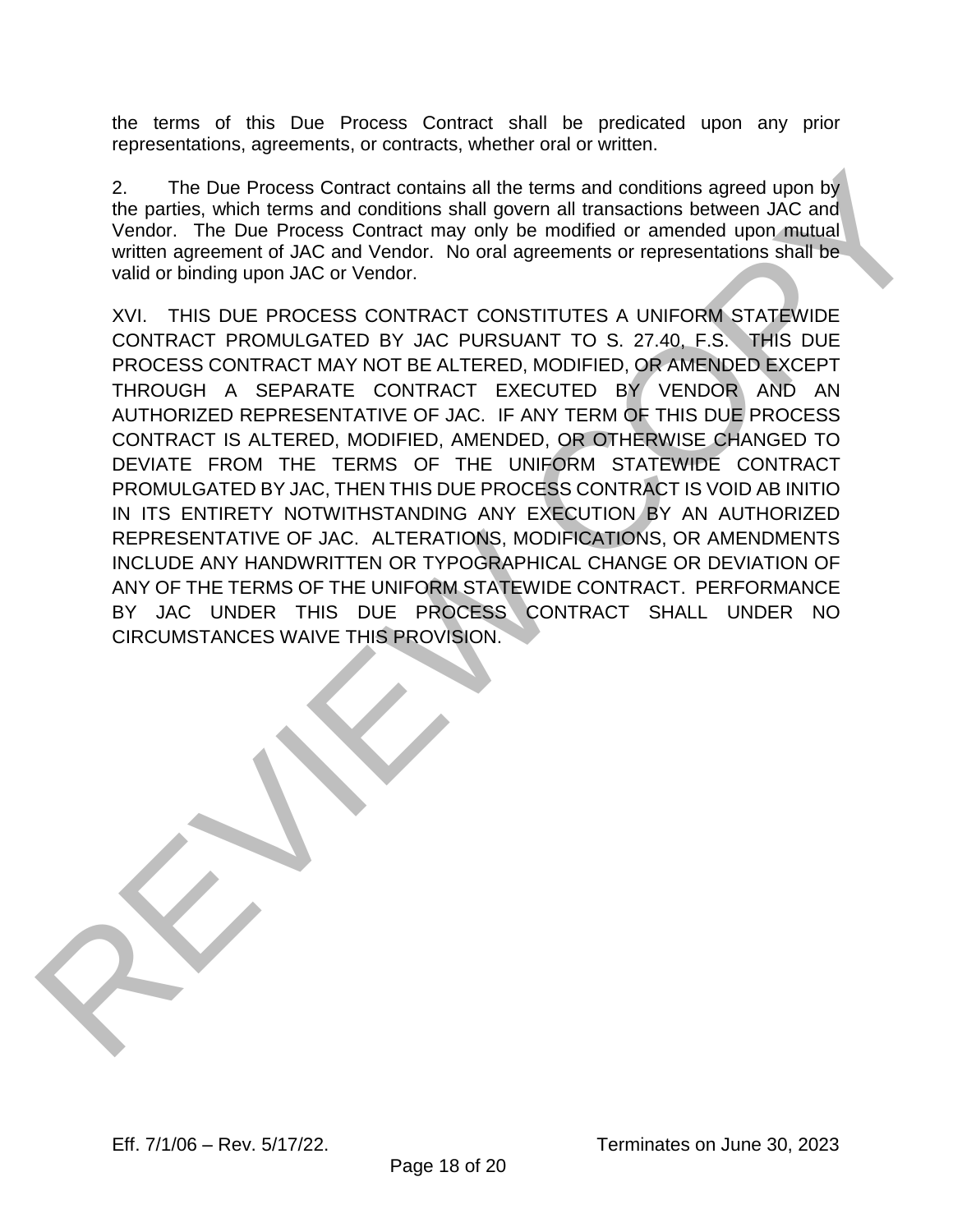the terms of this Due Process Contract shall be predicated upon any prior representations, agreements, or contracts, whether oral or written.

2. The Due Process Contract contains all the terms and conditions agreed upon by the parties, which terms and conditions shall govern all transactions between JAC and Vendor. The Due Process Contract may only be modified or amended upon mutual written agreement of JAC and Vendor. No oral agreements or representations shall be valid or binding upon JAC or Vendor.

XVI. THIS DUE PROCESS CONTRACT CONSTITUTES A UNIFORM STATEWIDE CONTRACT PROMULGATED BY JAC PURSUANT TO S. 27.40, F.S. THIS DUE PROCESS CONTRACT MAY NOT BE ALTERED, MODIFIED, OR AMENDED EXCEPT THROUGH A SEPARATE CONTRACT EXECUTED BY VENDOR AND AN AUTHORIZED REPRESENTATIVE OF JAC. IF ANY TERM OF THIS DUE PROCESS CONTRACT IS ALTERED, MODIFIED, AMENDED, OR OTHERWISE CHANGED TO DEVIATE FROM THE TERMS OF THE UNIFORM STATEWIDE CONTRACT PROMULGATED BY JAC, THEN THIS DUE PROCESS CONTRACT IS VOID AB INITIO IN ITS ENTIRETY NOTWITHSTANDING ANY EXECUTION BY AN AUTHORIZED REPRESENTATIVE OF JAC. ALTERATIONS, MODIFICATIONS, OR AMENDMENTS INCLUDE ANY HANDWRITTEN OR TYPOGRAPHICAL CHANGE OR DEVIATION OF ANY OF THE TERMS OF THE UNIFORM STATEWIDE CONTRACT. PERFORMANCE BY JAC UNDER THIS DUE PROCESS CONTRACT SHALL UNDER NO CIRCUMSTANCES WAIVE THIS PROVISION.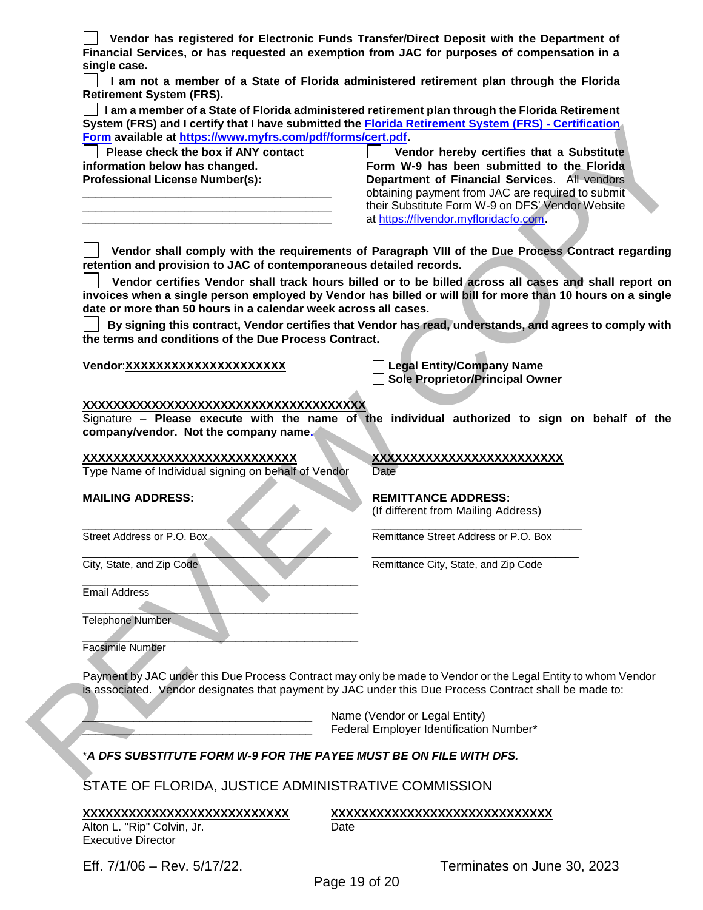☐ **Vendor has registered for Electronic Funds Transfer/Direct Deposit with the Department of Financial Services, or has requested an exemption from JAC for purposes of compensation in a single case.**

☐ **I am not a member of a State of Florida administered retirement plan through the Florida Retirement System (FRS).**

☐ **I am a member of a State of Florida administered retirement plan through the Florida Retirement System (FRS) and I certify that I have submitted the [Florida Retirement System (FRS) - Certification Form](https://www.myfrs.com/pdf/forms/cert.pdf) available at [https://www.myfrs.com/pdf/forms/cert.pdf](https://www.myfrs.com/pdf/forms/cert.pdf).**

☐ **Please check the box if ANY contact information below has changed.**
**Professional License Number(s):**

\_\_\_\_\_\_\_\_\_\_\_\_\_\_\_\_\_\_\_\_\_\_\_\_\_\_\_\_\_\_\_\_\_\_\_\_\_\_\_\_
\_\_\_\_\_\_\_\_\_\_\_\_\_\_\_\_\_\_\_\_\_\_\_\_\_\_\_\_\_\_\_\_\_\_\_\_\_\_\_\_
\_\_\_\_\_\_\_\_\_\_\_\_\_\_\_\_\_\_\_\_\_\_\_\_\_\_\_\_\_\_\_\_\_\_\_\_\_\_\_\_

☐ **Vendor hereby certifies that a Substitute Form W-9 has been submitted to the Florida Department of Financial Services**. All vendors obtaining payment from JAC are required to submit their Substitute Form W-9 on DFS' Vendor Website at [https://flvendor.myfloridacfo.com](https://flvendor.myfloridacfo.com).

☐ **Vendor shall comply with the requirements of Paragraph VIII of the Due Process Contract regarding retention and provision to JAC of contemporaneous detailed records.**

☐ **Vendor certifies Vendor shall track hours billed or to be billed across all cases and shall report on invoices when a single person employed by Vendor has billed or will bill for more than 10 hours on a single date or more than 50 hours in a calendar week across all cases.**

☐ **By signing this contract, Vendor certifies that Vendor has read, understands, and agrees to comply with the terms and conditions of the Due Process Contract.**

**Vendor**:**XXXXXXXXXXXXXXXXXXXX**

☐ **Legal Entity/Company Name**
☐ **Sole Proprietor/Principal Owner**

**XXXXXXXXXXXXXXXXXXXXXXXXXXXXXXXXXXXXX**
Signature – **Please execute with the name of the individual authorized to sign on behalf of the company/vendor. Not the company name.**

**XXXXXXXXXXXXXXXXXXXXXXXXXXXX**
Type Name of Individual signing on behalf of Vendor

**XXXXXXXXXXXXXXXXXXXXXXXXX**
Date

**MAILING ADDRESS:**

\_\_\_\_\_\_\_\_\_\_\_\_\_\_\_\_\_\_\_\_\_\_\_\_\_\_\_\_\_\_\_\_\_\_\_\_\_\_\_\_
Street Address or P.O. Box

\_\_\_\_\_\_\_\_\_\_\_\_\_\_\_\_\_\_\_\_\_\_\_\_\_\_\_\_\_\_\_\_\_\_\_\_\_\_\_\_
City, State, and Zip Code

\_\_\_\_\_\_\_\_\_\_\_\_\_\_\_\_\_\_\_\_\_\_\_\_\_\_\_\_\_\_\_\_\_\_\_\_\_\_\_\_
Email Address

\_\_\_\_\_\_\_\_\_\_\_\_\_\_\_\_\_\_\_\_\_\_\_\_\_\_\_\_\_\_\_\_\_\_\_\_\_\_\_\_
Telephone Number

\_\_\_\_\_\_\_\_\_\_\_\_\_\_\_\_\_\_\_\_\_\_\_\_\_\_\_\_\_\_\_\_\_\_\_\_\_\_\_\_
Facsimile Number

**REMITTANCE ADDRESS:**
(If different from Mailing Address)

\_\_\_\_\_\_\_\_\_\_\_\_\_\_\_\_\_\_\_\_\_\_\_\_\_\_\_\_\_\_\_\_\_\_\_\_\_\_\_\_
Remittance Street Address or P.O. Box

\_\_\_\_\_\_\_\_\_\_\_\_\_\_\_\_\_\_\_\_\_\_\_\_\_\_\_\_\_\_\_\_\_\_\_\_\_\_\_\_
Remittance City, State, and Zip Code

Payment by JAC under this Due Process Contract may only be made to Vendor or the Legal Entity to whom Vendor is associated. Vendor designates that payment by JAC under this Due Process Contract shall be made to:

\_\_\_\_\_\_\_\_\_\_\_\_\_\_\_\_\_\_\_\_\_\_\_\_\_\_\_\_\_\_\_\_\_\_\_\_\_\_\_\_ Name (Vendor or Legal Entity)
\_\_\_\_\_\_\_\_\_\_\_\_\_\_\_\_\_\_\_\_\_\_\_\_\_\_\_\_\_\_\_\_\_\_\_\_\_\_\_\_ Federal Employer Identification Number*

**\*_A DFS SUBSTITUTE FORM W-9 FOR THE PAYEE MUST BE ON FILE WITH DFS._**

STATE OF FLORIDA, JUSTICE ADMINISTRATIVE COMMISSION

**XXXXXXXXXXXXXXXXXXXXXXXXXXXX**
Alton L. "Rip" Colvin, Jr.
Executive Director

**XXXXXXXXXXXXXXXXXXXXXXXXXXXXXX**
Date

Eff. 7/1/06 – Rev. 5/17/22. Terminates on June 30, 2023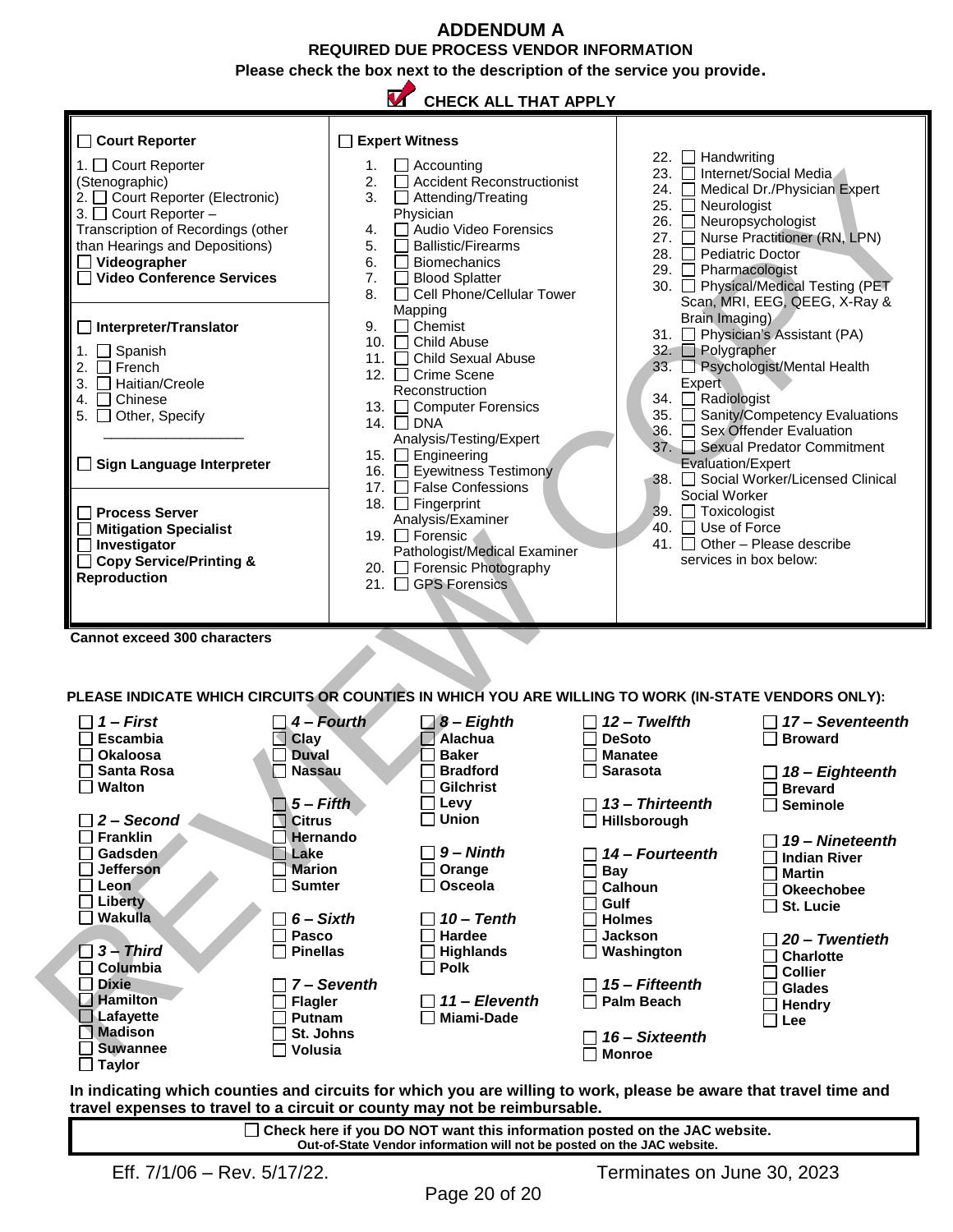# ADDENDUM A

## REQUIRED DUE PROCESS VENDOR INFORMATION

**Please check the box next to the description of the service you provide.**

**☑ CHECK ALL THAT APPLY**

☐ **Court Reporter**

1. ☐ Court Reporter (Stenographic)
2. ☐ Court Reporter (Electronic)
3. ☐ Court Reporter – Transcription of Recordings (other than Hearings and Depositions)

☐ **Videographer**

☐ **Video Conference Services**

☐ **Interpreter/Translator**

1. ☐ Spanish
2. ☐ French
3. ☐ Haitian/Creole
4. ☐ Chinese
5. ☐ Other, Specify ________________

☐ **Sign Language Interpreter**

☐ **Process Server**

☐ **Mitigation Specialist**

☐ **Investigator**

☐ **Copy Service/Printing & Reproduction**

☐ **Expert Witness**

1. ☐ Accounting
2. ☐ Accident Reconstructionist
3. ☐ Attending/Treating Physician
4. ☐ Audio Video Forensics
5. ☐ Ballistic/Firearms
6. ☐ Biomechanics
7. ☐ Blood Splatter
8. ☐ Cell Phone/Cellular Tower Mapping
9. ☐ Chemist
10. ☐ Child Abuse
11. ☐ Child Sexual Abuse
12. ☐ Crime Scene Reconstruction
13. ☐ Computer Forensics
14. ☐ DNA Analysis/Testing/Expert
15. ☐ Engineering
16. ☐ Eyewitness Testimony
17. ☐ False Confessions
18. ☐ Fingerprint Analysis/Examiner
19. ☐ Forensic Pathologist/Medical Examiner
20. ☐ Forensic Photography
21. ☐ GPS Forensics
22. ☐ Handwriting
23. ☐ Internet/Social Media
24. ☐ Medical Dr./Physician Expert
25. ☐ Neurologist
26. ☐ Neuropsychologist
27. ☐ Nurse Practitioner (RN, LPN)
28. ☐ Pediatric Doctor
29. ☐ Pharmacologist
30. ☐ Physical/Medical Testing (PET Scan, MRI, EEG, QEEG, X-Ray & Brain Imaging)
31. ☐ Physician's Assistant (PA)
32. ☐ Polygrapher
33. ☐ Psychologist/Mental Health Expert
34. ☐ Radiologist
35. ☐ Sanity/Competency Evaluations
36. ☐ Sex Offender Evaluation
37. ☐ Sexual Predator Commitment Evaluation/Expert
38. ☐ Social Worker/Licensed Clinical Social Worker
39. ☐ Toxicologist
40. ☐ Use of Force
41. ☐ Other – Please describe services in box below:

**Cannot exceed 300 characters**

**PLEASE INDICATE WHICH CIRCUITS OR COUNTIES IN WHICH YOU ARE WILLING TO WORK (IN-STATE VENDORS ONLY):**

☐ ***1 – First***
☐ **Escambia**
☐ **Okaloosa**
☐ **Santa Rosa**
☐ **Walton**

☐ ***2 – Second***
☐ **Franklin**
☐ **Gadsden**
☐ **Jefferson**
☐ **Leon**
☐ **Liberty**
☐ **Wakulla**

☐ ***3 – Third***
☐ **Columbia**
☐ **Dixie**
☐ **Hamilton**
☐ **Lafayette**
☐ **Madison**
☐ **Suwannee**
☐ **Taylor**

☐ ***4 – Fourth***
☐ **Clay**
☐ **Duval**
☐ **Nassau**

☐ ***5 – Fifth***
☐ **Citrus**
☐ **Hernando**
☐ **Lake**
☐ **Marion**
☐ **Sumter**

☐ ***6 – Sixth***
☐ **Pasco**
☐ **Pinellas**

☐ ***7 – Seventh***
☐ **Flagler**
☐ **Putnam**
☐ **St. Johns**
☐ **Volusia**

☐ ***8 – Eighth***
☐ **Alachua**
☐ **Baker**
☐ **Bradford**
☐ **Gilchrist**
☐ **Levy**
☐ **Union**

☐ ***9 – Ninth***
☐ **Orange**
☐ **Osceola**

☐ ***10 – Tenth***
☐ **Hardee**
☐ **Highlands**
☐ **Polk**

☐ ***11 – Eleventh***
☐ **Miami-Dade**

☐ ***12 – Twelfth***
☐ **DeSoto**
☐ **Manatee**
☐ **Sarasota**

☐ ***13 – Thirteenth***
☐ **Hillsborough**

☐ ***14 – Fourteenth***
☐ **Bay**
☐ **Calhoun**
☐ **Gulf**
☐ **Holmes**
☐ **Jackson**
☐ **Washington**

☐ ***15 – Fifteenth***
☐ **Palm Beach**

☐ ***16 – Sixteenth***
☐ **Monroe**

☐ ***17 – Seventeenth***
☐ **Broward**

☐ ***18 – Eighteenth***
☐ **Brevard**
☐ **Seminole**

☐ ***19 – Nineteenth***
☐ **Indian River**
☐ **Martin**
☐ **Okeechobee**
☐ **St. Lucie**

☐ ***20 – Twentieth***
☐ **Charlotte**
☐ **Collier**
☐ **Glades**
☐ **Hendry**
☐ **Lee**

**In indicating which counties and circuits for which you are willing to work, please be aware that travel time and travel expenses to travel to a circuit or county may not be reimbursable.**

☐ **Check here if you DO NOT want this information posted on the JAC website.**
**Out-of-State Vendor information will not be posted on the JAC website.**

Eff. 7/1/06 – Rev. 5/17/22. Terminates on June 30, 2023